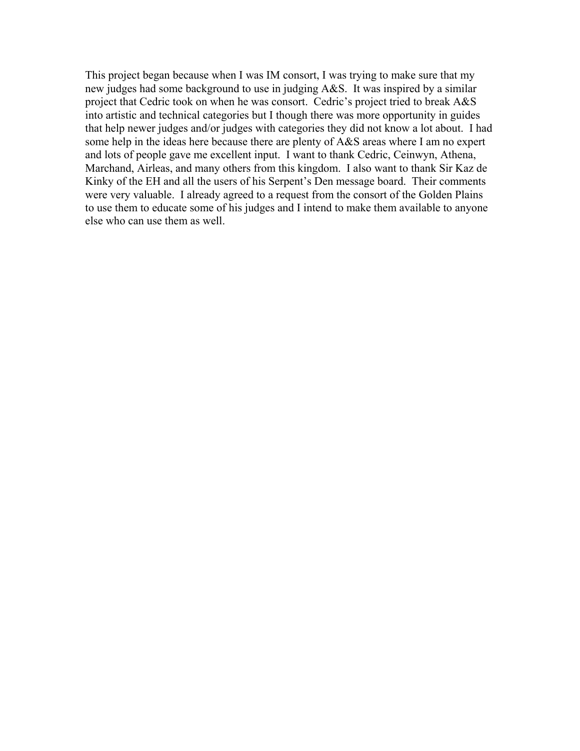This project began because when I was IM consort, I was trying to make sure that my new judges had some background to use in judging A&S. It was inspired by a similar project that Cedric took on when he was consort. Cedric's project tried to break A&S into artistic and technical categories but I though there was more opportunity in guides that help newer judges and/or judges with categories they did not know a lot about. I had some help in the ideas here because there are plenty of A&S areas where I am no expert and lots of people gave me excellent input. I want to thank Cedric, Ceinwyn, Athena, Marchand, Airleas, and many others from this kingdom. I also want to thank Sir Kaz de Kinky of the EH and all the users of his Serpent's Den message board. Their comments were very valuable. I already agreed to a request from the consort of the Golden Plains to use them to educate some of his judges and I intend to make them available to anyone else who can use them as well.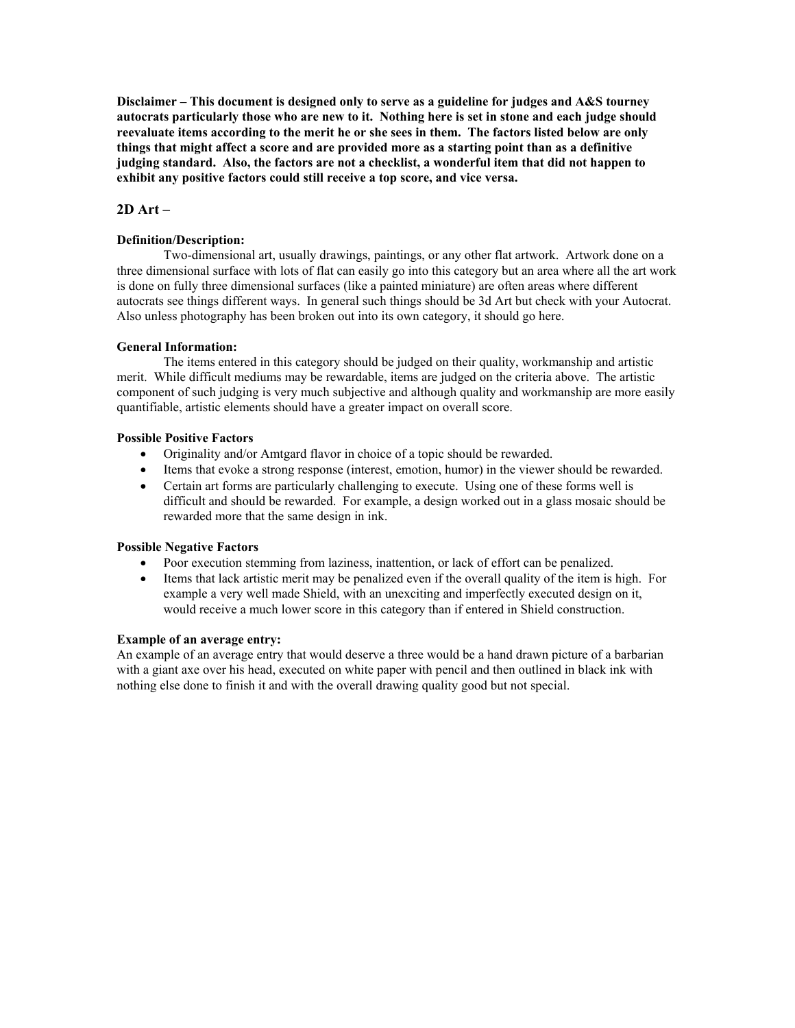**Disclaimer – This document is designed only to serve as a guideline for judges and A&S tourney autocrats particularly those who are new to it. Nothing here is set in stone and each judge should reevaluate items according to the merit he or she sees in them. The factors listed below are only things that might affect a score and are provided more as a starting point than as a definitive judging standard. Also, the factors are not a checklist, a wonderful item that did not happen to exhibit any positive factors could still receive a top score, and vice versa.**

## 2D Art –

**Definition/Description:**

Two-dimensional art, usually drawings, paintings, or any other flat artwork. Artwork done on a three dimensional surface with lots of flat can easily go into this category but an area where all the art work is done on fully three dimensional surfaces (like a painted miniature) are often areas where different autocrats see things different ways. In general such things should be 3d Art but check with your Autocrat. Also unless photography has been broken out into its own category, it should go here.

**General Information:**

The items entered in this category should be judged on their quality, workmanship and artistic merit. While difficult mediums may be rewardable, items are judged on the criteria above. The artistic component of such judging is very much subjective and although quality and workmanship are more easily quantifiable, artistic elements should have a greater impact on overall score.

**Possible Positive Factors**

- Originality and/or Amtgard flavor in choice of a topic should be rewarded.
- Items that evoke a strong response (interest, emotion, humor) in the viewer should be rewarded.
- Certain art forms are particularly challenging to execute. Using one of these forms well is difficult and should be rewarded. For example, a design worked out in a glass mosaic should be rewarded more that the same design in ink.

**Possible Negative Factors**

- Poor execution stemming from laziness, inattention, or lack of effort can be penalized.
- Items that lack artistic merit may be penalized even if the overall quality of the item is high. For example a very well made Shield, with an unexciting and imperfectly executed design on it, would receive a much lower score in this category than if entered in Shield construction.

**Example of an average entry:**

An example of an average entry that would deserve a three would be a hand drawn picture of a barbarian with a giant axe over his head, executed on white paper with pencil and then outlined in black ink with nothing else done to finish it and with the overall drawing quality good but not special.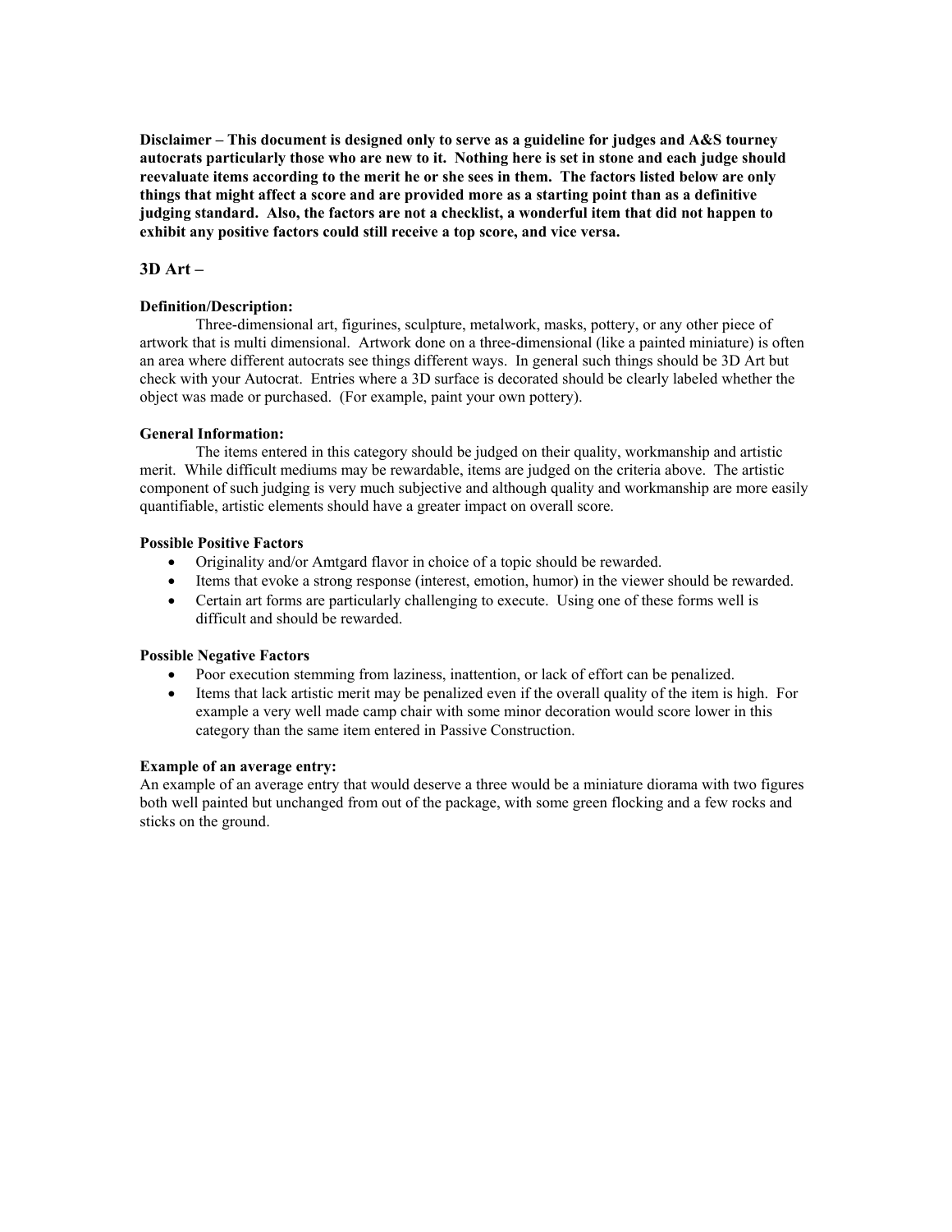**Disclaimer – This document is designed only to serve as a guideline for judges and A&S tourney autocrats particularly those who are new to it. Nothing here is set in stone and each judge should reevaluate items according to the merit he or she sees in them. The factors listed below are only things that might affect a score and are provided more as a starting point than as a definitive judging standard. Also, the factors are not a checklist, a wonderful item that did not happen to exhibit any positive factors could still receive a top score, and vice versa.**

## 3D Art –

### Definition/Description:

Three-dimensional art, figurines, sculpture, metalwork, masks, pottery, or any other piece of artwork that is multi dimensional. Artwork done on a three-dimensional (like a painted miniature) is often an area where different autocrats see things different ways. In general such things should be 3D Art but check with your Autocrat. Entries where a 3D surface is decorated should be clearly labeled whether the object was made or purchased. (For example, paint your own pottery).

### General Information:

The items entered in this category should be judged on their quality, workmanship and artistic merit. While difficult mediums may be rewardable, items are judged on the criteria above. The artistic component of such judging is very much subjective and although quality and workmanship are more easily quantifiable, artistic elements should have a greater impact on overall score.

### Possible Positive Factors

- Originality and/or Amtgard flavor in choice of a topic should be rewarded.
- Items that evoke a strong response (interest, emotion, humor) in the viewer should be rewarded.
- Certain art forms are particularly challenging to execute. Using one of these forms well is difficult and should be rewarded.

### Possible Negative Factors

- Poor execution stemming from laziness, inattention, or lack of effort can be penalized.
- Items that lack artistic merit may be penalized even if the overall quality of the item is high. For example a very well made camp chair with some minor decoration would score lower in this category than the same item entered in Passive Construction.

### Example of an average entry:

An example of an average entry that would deserve a three would be a miniature diorama with two figures both well painted but unchanged from out of the package, with some green flocking and a few rocks and sticks on the ground.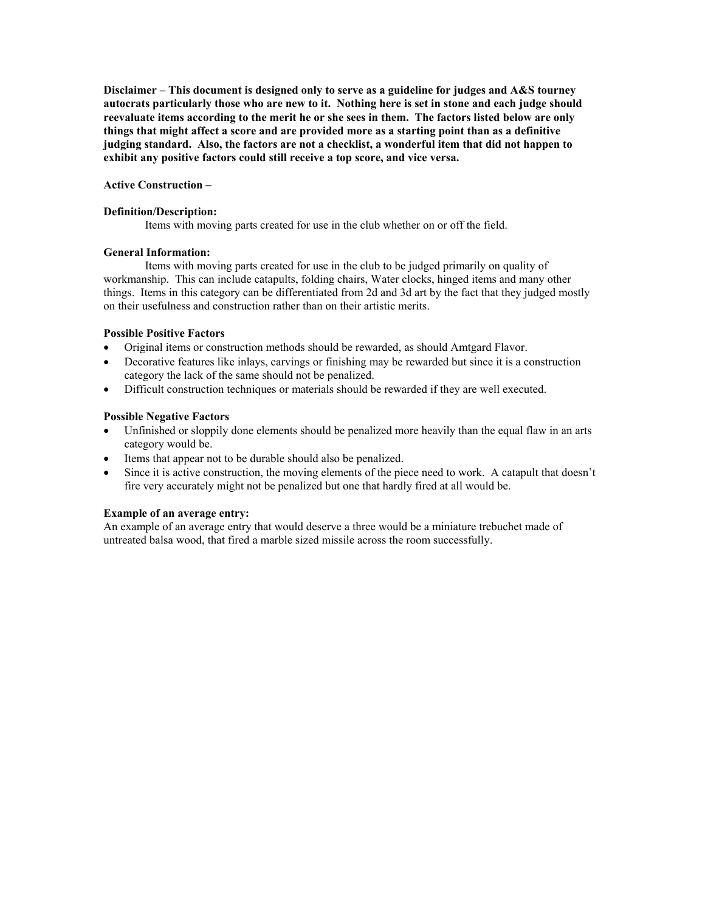**Disclaimer – This document is designed only to serve as a guideline for judges and A&S tourney autocrats particularly those who are new to it. Nothing here is set in stone and each judge should reevaluate items according to the merit he or she sees in them. The factors listed below are only things that might affect a score and are provided more as a starting point than as a definitive judging standard. Also, the factors are not a checklist, a wonderful item that did not happen to exhibit any positive factors could still receive a top score, and vice versa.**

**Active Construction –**

**Definition/Description:**

Items with moving parts created for use in the club whether on or off the field.

**General Information:**

Items with moving parts created for use in the club to be judged primarily on quality of workmanship. This can include catapults, folding chairs, Water clocks, hinged items and many other things. Items in this category can be differentiated from 2d and 3d art by the fact that they judged mostly on their usefulness and construction rather than on their artistic merits.

**Possible Positive Factors**

- Original items or construction methods should be rewarded, as should Amtgard Flavor.
- Decorative features like inlays, carvings or finishing may be rewarded but since it is a construction category the lack of the same should not be penalized.
- Difficult construction techniques or materials should be rewarded if they are well executed.

**Possible Negative Factors**

- Unfinished or sloppily done elements should be penalized more heavily than the equal flaw in an arts category would be.
- Items that appear not to be durable should also be penalized.
- Since it is active construction, the moving elements of the piece need to work. A catapult that doesn't fire very accurately might not be penalized but one that hardly fired at all would be.

**Example of an average entry:**

An example of an average entry that would deserve a three would be a miniature trebuchet made of untreated balsa wood, that fired a marble sized missile across the room successfully.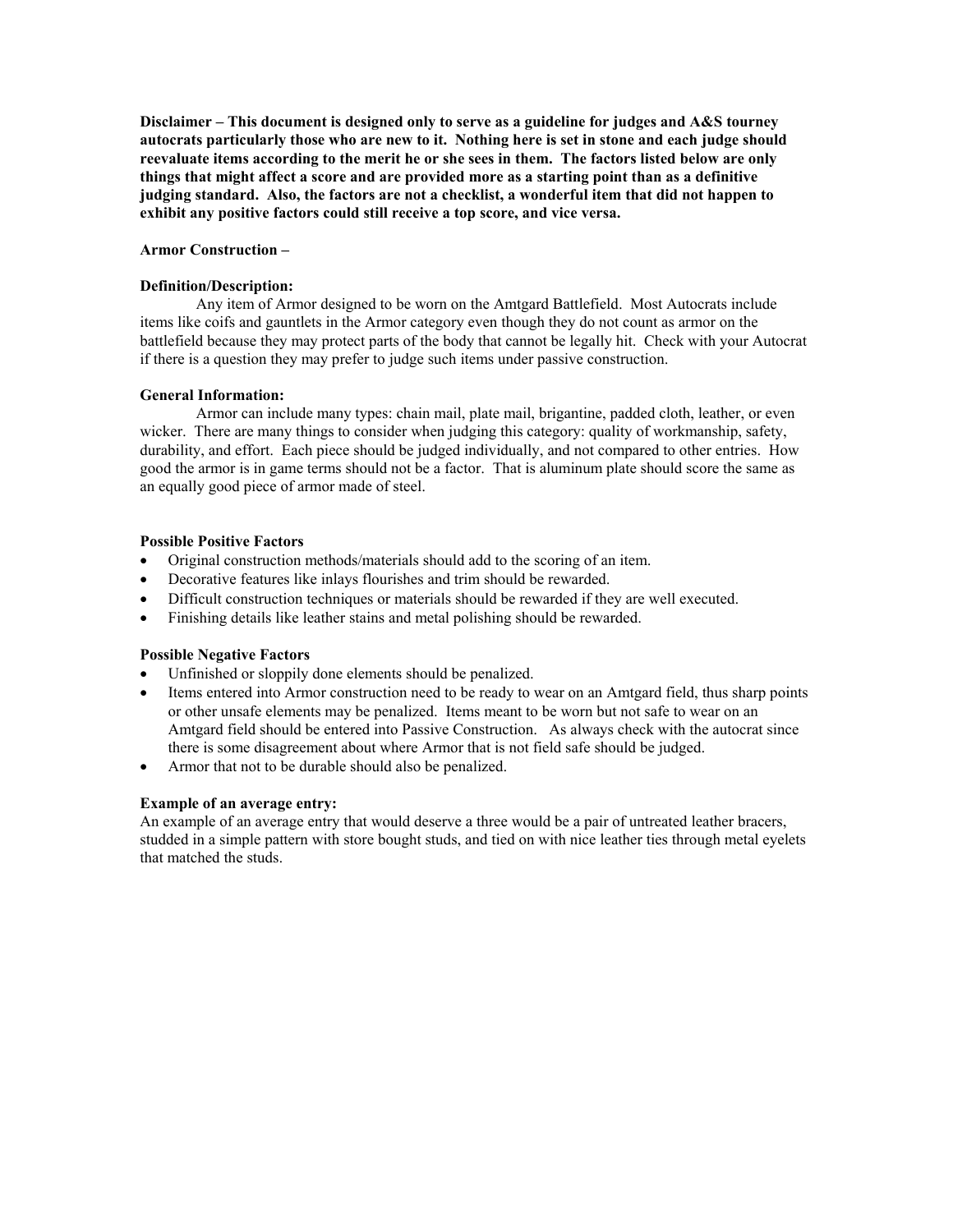**Disclaimer – This document is designed only to serve as a guideline for judges and A&S tourney autocrats particularly those who are new to it. Nothing here is set in stone and each judge should reevaluate items according to the merit he or she sees in them. The factors listed below are only things that might affect a score and are provided more as a starting point than as a definitive judging standard. Also, the factors are not a checklist, a wonderful item that did not happen to exhibit any positive factors could still receive a top score, and vice versa.**

**Armor Construction –**

**Definition/Description:**

Any item of Armor designed to be worn on the Amtgard Battlefield. Most Autocrats include items like coifs and gauntlets in the Armor category even though they do not count as armor on the battlefield because they may protect parts of the body that cannot be legally hit. Check with your Autocrat if there is a question they may prefer to judge such items under passive construction.

**General Information:**

Armor can include many types: chain mail, plate mail, brigantine, padded cloth, leather, or even wicker. There are many things to consider when judging this category: quality of workmanship, safety, durability, and effort. Each piece should be judged individually, and not compared to other entries. How good the armor is in game terms should not be a factor. That is aluminum plate should score the same as an equally good piece of armor made of steel.

**Possible Positive Factors**

- Original construction methods/materials should add to the scoring of an item.
- Decorative features like inlays flourishes and trim should be rewarded.
- Difficult construction techniques or materials should be rewarded if they are well executed.
- Finishing details like leather stains and metal polishing should be rewarded.

**Possible Negative Factors**

- Unfinished or sloppily done elements should be penalized.
- Items entered into Armor construction need to be ready to wear on an Amtgard field, thus sharp points or other unsafe elements may be penalized. Items meant to be worn but not safe to wear on an Amtgard field should be entered into Passive Construction. As always check with the autocrat since there is some disagreement about where Armor that is not field safe should be judged.
- Armor that not to be durable should also be penalized.

**Example of an average entry:**

An example of an average entry that would deserve a three would be a pair of untreated leather bracers, studded in a simple pattern with store bought studs, and tied on with nice leather ties through metal eyelets that matched the studs.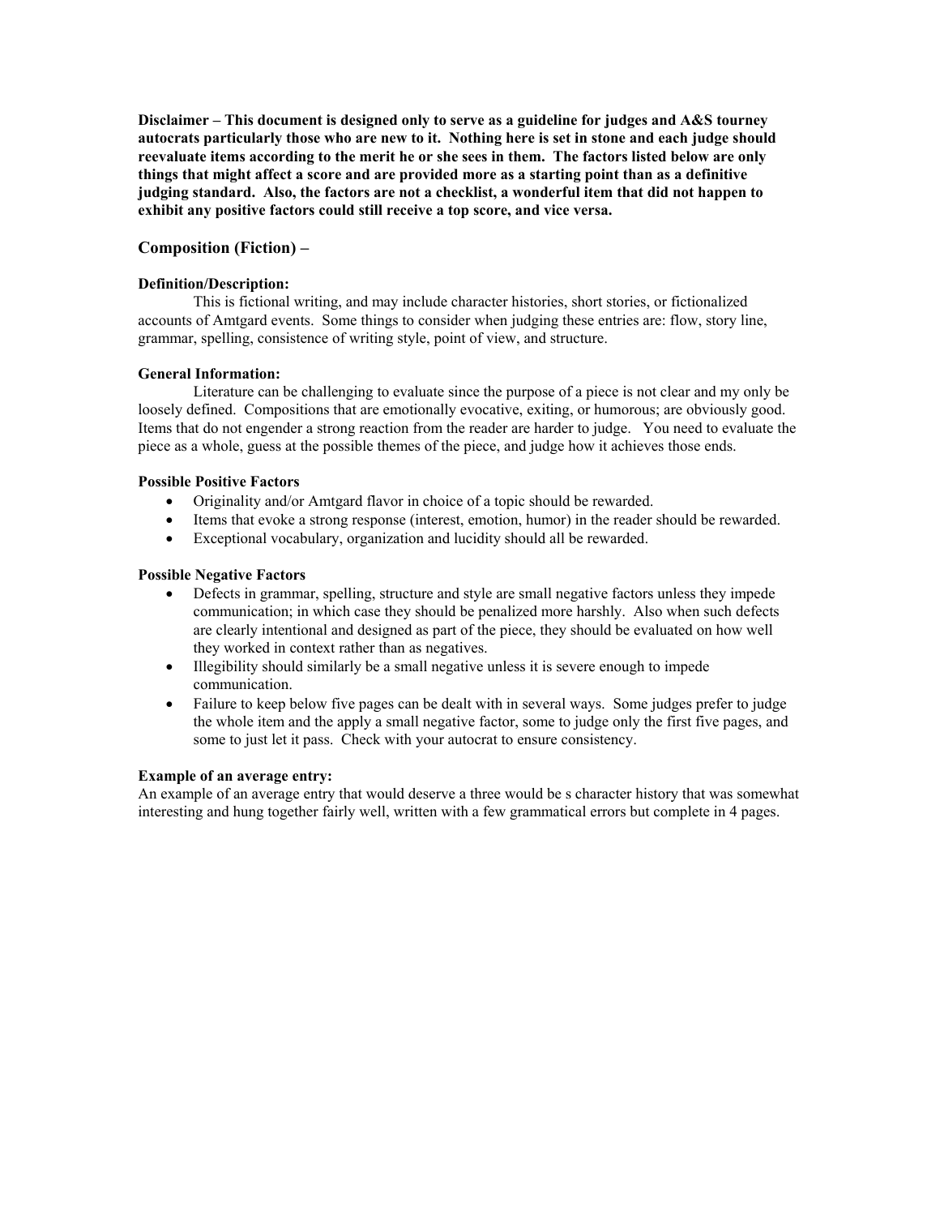**Disclaimer – This document is designed only to serve as a guideline for judges and A&S tourney autocrats particularly those who are new to it. Nothing here is set in stone and each judge should reevaluate items according to the merit he or she sees in them. The factors listed below are only things that might affect a score and are provided more as a starting point than as a definitive judging standard. Also, the factors are not a checklist, a wonderful item that did not happen to exhibit any positive factors could still receive a top score, and vice versa.**

## Composition (Fiction) –

### Definition/Description:

This is fictional writing, and may include character histories, short stories, or fictionalized accounts of Amtgard events. Some things to consider when judging these entries are: flow, story line, grammar, spelling, consistence of writing style, point of view, and structure.

### General Information:

Literature can be challenging to evaluate since the purpose of a piece is not clear and my only be loosely defined. Compositions that are emotionally evocative, exiting, or humorous; are obviously good. Items that do not engender a strong reaction from the reader are harder to judge. You need to evaluate the piece as a whole, guess at the possible themes of the piece, and judge how it achieves those ends.

### Possible Positive Factors

- Originality and/or Amtgard flavor in choice of a topic should be rewarded.
- Items that evoke a strong response (interest, emotion, humor) in the reader should be rewarded.
- Exceptional vocabulary, organization and lucidity should all be rewarded.

### Possible Negative Factors

- Defects in grammar, spelling, structure and style are small negative factors unless they impede communication; in which case they should be penalized more harshly. Also when such defects are clearly intentional and designed as part of the piece, they should be evaluated on how well they worked in context rather than as negatives.
- Illegibility should similarly be a small negative unless it is severe enough to impede communication.
- Failure to keep below five pages can be dealt with in several ways. Some judges prefer to judge the whole item and the apply a small negative factor, some to judge only the first five pages, and some to just let it pass. Check with your autocrat to ensure consistency.

### Example of an average entry:

An example of an average entry that would deserve a three would be s character history that was somewhat interesting and hung together fairly well, written with a few grammatical errors but complete in 4 pages.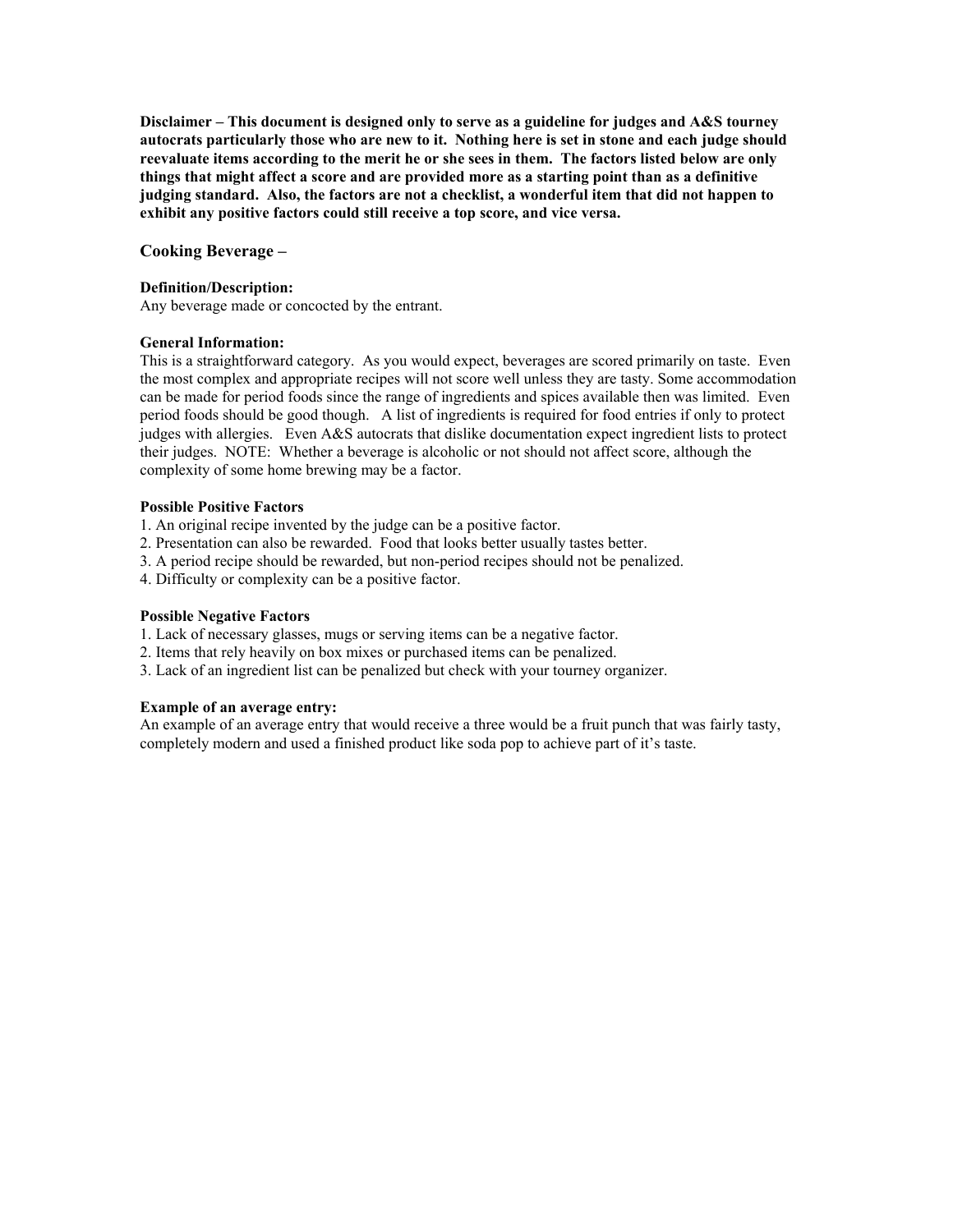**Disclaimer – This document is designed only to serve as a guideline for judges and A&S tourney autocrats particularly those who are new to it. Nothing here is set in stone and each judge should reevaluate items according to the merit he or she sees in them. The factors listed below are only things that might affect a score and are provided more as a starting point than as a definitive judging standard. Also, the factors are not a checklist, a wonderful item that did not happen to exhibit any positive factors could still receive a top score, and vice versa.**

## Cooking Beverage –

**Definition/Description:**
Any beverage made or concocted by the entrant.

**General Information:**
This is a straightforward category. As you would expect, beverages are scored primarily on taste. Even the most complex and appropriate recipes will not score well unless they are tasty. Some accommodation can be made for period foods since the range of ingredients and spices available then was limited. Even period foods should be good though. A list of ingredients is required for food entries if only to protect judges with allergies. Even A&S autocrats that dislike documentation expect ingredient lists to protect their judges. NOTE: Whether a beverage is alcoholic or not should not affect score, although the complexity of some home brewing may be a factor.

**Possible Positive Factors**

1. An original recipe invented by the judge can be a positive factor.
2. Presentation can also be rewarded. Food that looks better usually tastes better.
3. A period recipe should be rewarded, but non-period recipes should not be penalized.
4. Difficulty or complexity can be a positive factor.

**Possible Negative Factors**

1. Lack of necessary glasses, mugs or serving items can be a negative factor.
2. Items that rely heavily on box mixes or purchased items can be penalized.
3. Lack of an ingredient list can be penalized but check with your tourney organizer.

**Example of an average entry:**
An example of an average entry that would receive a three would be a fruit punch that was fairly tasty, completely modern and used a finished product like soda pop to achieve part of it's taste.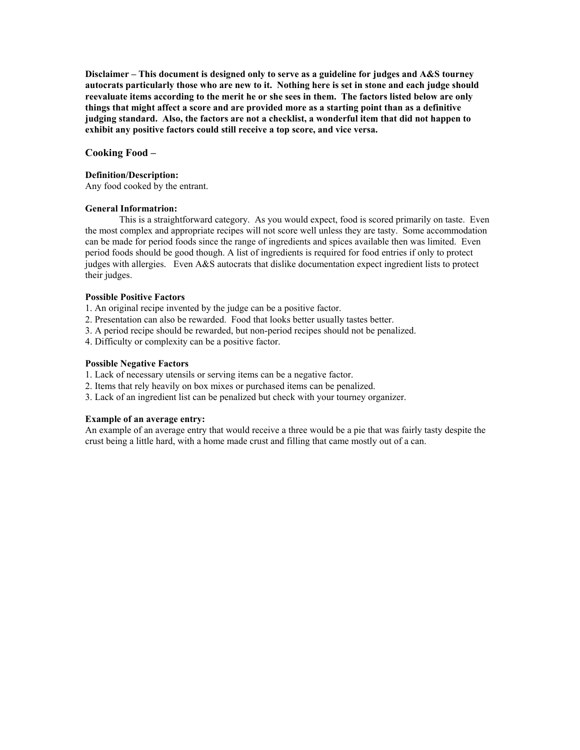**Disclaimer – This document is designed only to serve as a guideline for judges and A&S tourney autocrats particularly those who are new to it. Nothing here is set in stone and each judge should reevaluate items according to the merit he or she sees in them. The factors listed below are only things that might affect a score and are provided more as a starting point than as a definitive judging standard. Also, the factors are not a checklist, a wonderful item that did not happen to exhibit any positive factors could still receive a top score, and vice versa.**

## Cooking Food –

**Definition/Description:**
Any food cooked by the entrant.

**General Informatrion:**

This is a straightforward category. As you would expect, food is scored primarily on taste. Even the most complex and appropriate recipes will not score well unless they are tasty. Some accommodation can be made for period foods since the range of ingredients and spices available then was limited. Even period foods should be good though. A list of ingredients is required for food entries if only to protect judges with allergies. Even A&S autocrats that dislike documentation expect ingredient lists to protect their judges.

**Possible Positive Factors**

1. An original recipe invented by the judge can be a positive factor.
2. Presentation can also be rewarded. Food that looks better usually tastes better.
3. A period recipe should be rewarded, but non-period recipes should not be penalized.
4. Difficulty or complexity can be a positive factor.

**Possible Negative Factors**

1. Lack of necessary utensils or serving items can be a negative factor.
2. Items that rely heavily on box mixes or purchased items can be penalized.
3. Lack of an ingredient list can be penalized but check with your tourney organizer.

**Example of an average entry:**
An example of an average entry that would receive a three would be a pie that was fairly tasty despite the crust being a little hard, with a home made crust and filling that came mostly out of a can.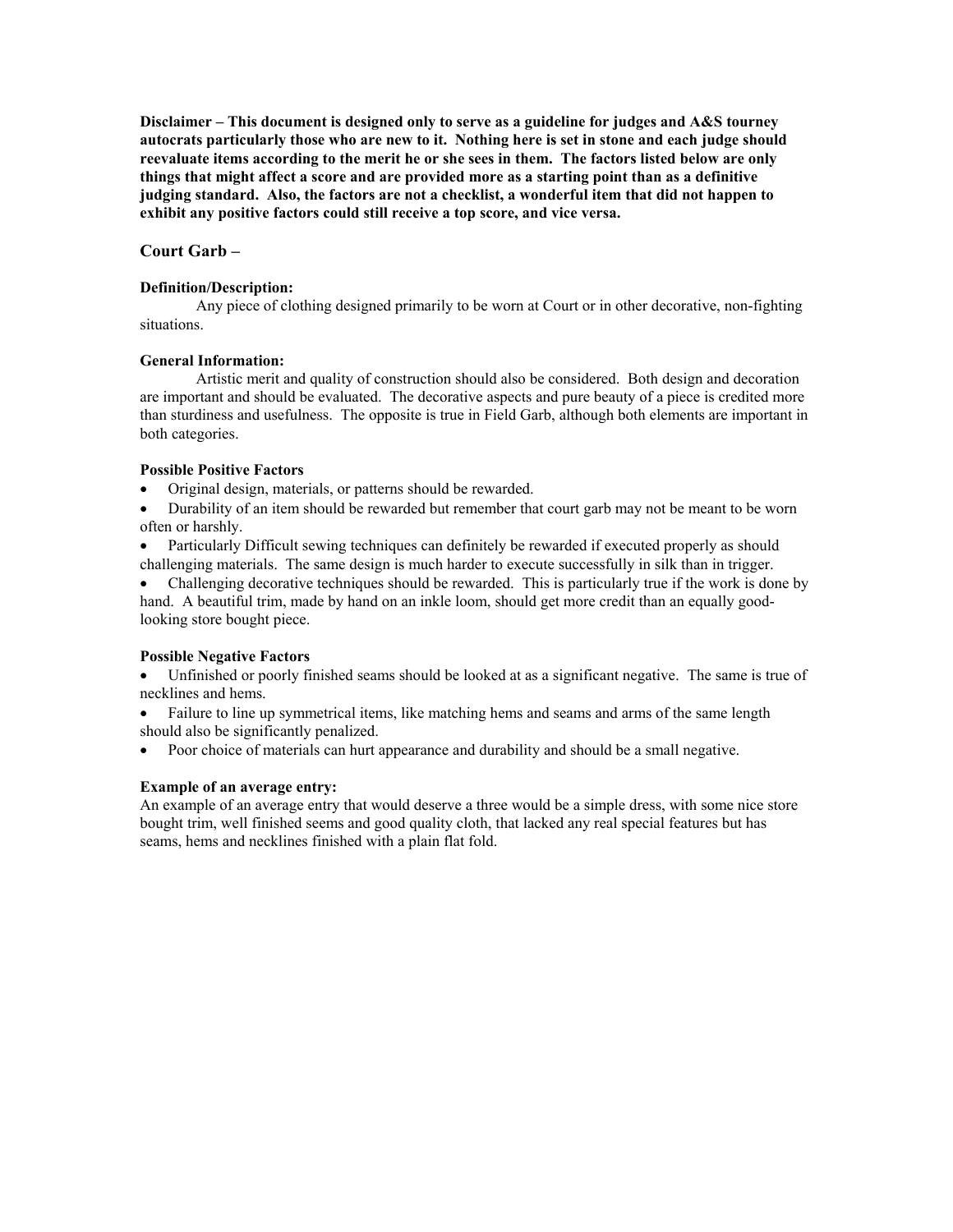**Disclaimer – This document is designed only to serve as a guideline for judges and A&S tourney autocrats particularly those who are new to it. Nothing here is set in stone and each judge should reevaluate items according to the merit he or she sees in them. The factors listed below are only things that might affect a score and are provided more as a starting point than as a definitive judging standard. Also, the factors are not a checklist, a wonderful item that did not happen to exhibit any positive factors could still receive a top score, and vice versa.**

## Court Garb –

**Definition/Description:**

Any piece of clothing designed primarily to be worn at Court or in other decorative, non-fighting situations.

**General Information:**

Artistic merit and quality of construction should also be considered. Both design and decoration are important and should be evaluated. The decorative aspects and pure beauty of a piece is credited more than sturdiness and usefulness. The opposite is true in Field Garb, although both elements are important in both categories.

**Possible Positive Factors**

- Original design, materials, or patterns should be rewarded.
- Durability of an item should be rewarded but remember that court garb may not be meant to be worn often or harshly.
- Particularly Difficult sewing techniques can definitely be rewarded if executed properly as should challenging materials. The same design is much harder to execute successfully in silk than in trigger.
- Challenging decorative techniques should be rewarded. This is particularly true if the work is done by hand. A beautiful trim, made by hand on an inkle loom, should get more credit than an equally good-looking store bought piece.

**Possible Negative Factors**

- Unfinished or poorly finished seams should be looked at as a significant negative. The same is true of necklines and hems.
- Failure to line up symmetrical items, like matching hems and seams and arms of the same length should also be significantly penalized.
- Poor choice of materials can hurt appearance and durability and should be a small negative.

**Example of an average entry:**

An example of an average entry that would deserve a three would be a simple dress, with some nice store bought trim, well finished seems and good quality cloth, that lacked any real special features but has seams, hems and necklines finished with a plain flat fold.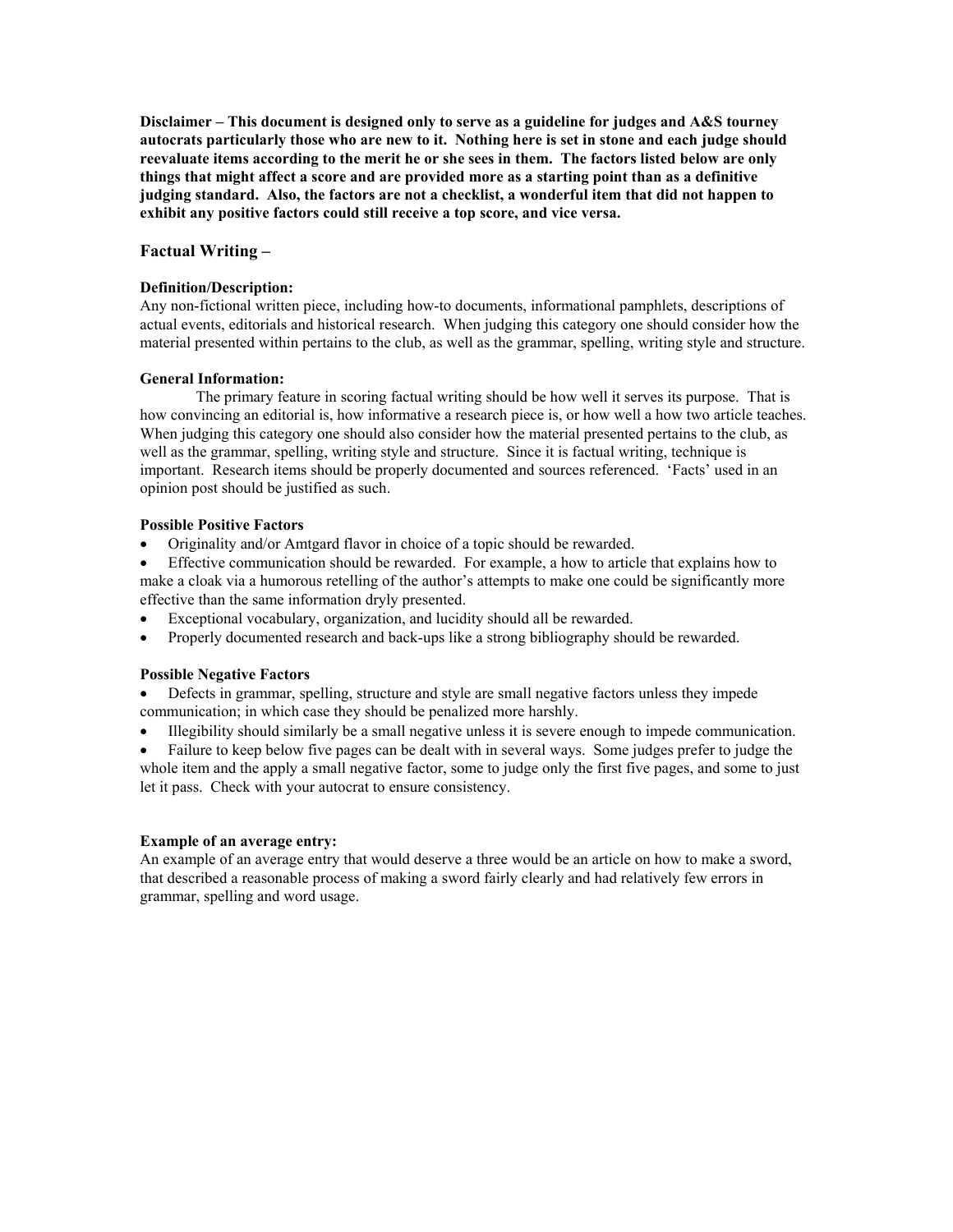**Disclaimer – This document is designed only to serve as a guideline for judges and A&S tourney autocrats particularly those who are new to it. Nothing here is set in stone and each judge should reevaluate items according to the merit he or she sees in them. The factors listed below are only things that might affect a score and are provided more as a starting point than as a definitive judging standard. Also, the factors are not a checklist, a wonderful item that did not happen to exhibit any positive factors could still receive a top score, and vice versa.**

## Factual Writing –

**Definition/Description:**

Any non-fictional written piece, including how-to documents, informational pamphlets, descriptions of actual events, editorials and historical research. When judging this category one should consider how the material presented within pertains to the club, as well as the grammar, spelling, writing style and structure.

**General Information:**

The primary feature in scoring factual writing should be how well it serves its purpose. That is how convincing an editorial is, how informative a research piece is, or how well a how two article teaches. When judging this category one should also consider how the material presented pertains to the club, as well as the grammar, spelling, writing style and structure. Since it is factual writing, technique is important. Research items should be properly documented and sources referenced. 'Facts' used in an opinion post should be justified as such.

**Possible Positive Factors**

- Originality and/or Amtgard flavor in choice of a topic should be rewarded.
- Effective communication should be rewarded. For example, a how to article that explains how to make a cloak via a humorous retelling of the author's attempts to make one could be significantly more effective than the same information dryly presented.
- Exceptional vocabulary, organization, and lucidity should all be rewarded.
- Properly documented research and back-ups like a strong bibliography should be rewarded.

**Possible Negative Factors**

- Defects in grammar, spelling, structure and style are small negative factors unless they impede communication; in which case they should be penalized more harshly.
- Illegibility should similarly be a small negative unless it is severe enough to impede communication.
- Failure to keep below five pages can be dealt with in several ways. Some judges prefer to judge the whole item and the apply a small negative factor, some to judge only the first five pages, and some to just let it pass. Check with your autocrat to ensure consistency.

**Example of an average entry:**

An example of an average entry that would deserve a three would be an article on how to make a sword, that described a reasonable process of making a sword fairly clearly and had relatively few errors in grammar, spelling and word usage.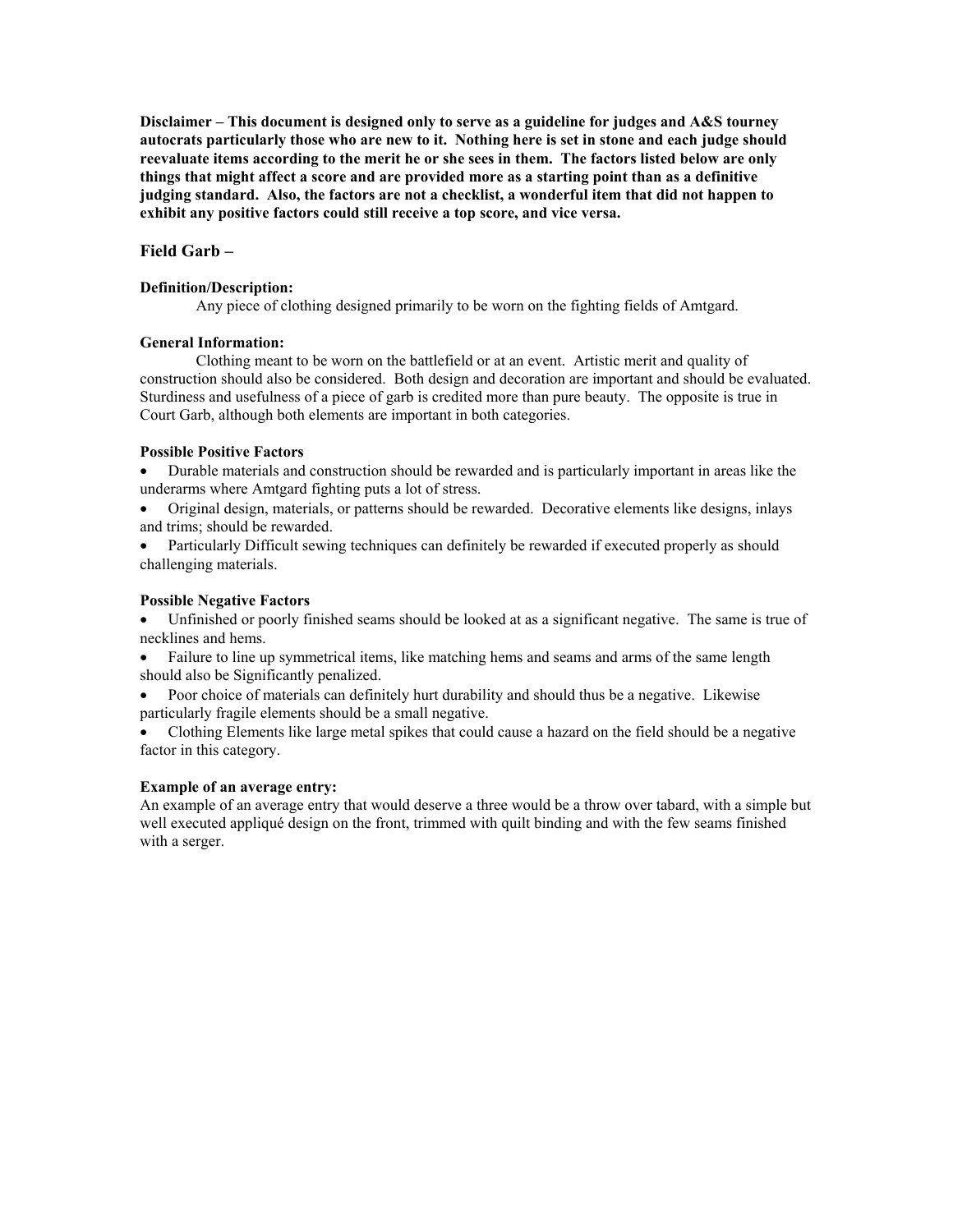**Disclaimer – This document is designed only to serve as a guideline for judges and A&S tourney autocrats particularly those who are new to it. Nothing here is set in stone and each judge should reevaluate items according to the merit he or she sees in them. The factors listed below are only things that might affect a score and are provided more as a starting point than as a definitive judging standard. Also, the factors are not a checklist, a wonderful item that did not happen to exhibit any positive factors could still receive a top score, and vice versa.**

## Field Garb –

**Definition/Description:**

Any piece of clothing designed primarily to be worn on the fighting fields of Amtgard.

**General Information:**

Clothing meant to be worn on the battlefield or at an event. Artistic merit and quality of construction should also be considered. Both design and decoration are important and should be evaluated. Sturdiness and usefulness of a piece of garb is credited more than pure beauty. The opposite is true in Court Garb, although both elements are important in both categories.

**Possible Positive Factors**

- Durable materials and construction should be rewarded and is particularly important in areas like the underarms where Amtgard fighting puts a lot of stress.
- Original design, materials, or patterns should be rewarded. Decorative elements like designs, inlays and trims; should be rewarded.
- Particularly Difficult sewing techniques can definitely be rewarded if executed properly as should challenging materials.

**Possible Negative Factors**

- Unfinished or poorly finished seams should be looked at as a significant negative. The same is true of necklines and hems.
- Failure to line up symmetrical items, like matching hems and seams and arms of the same length should also be Significantly penalized.
- Poor choice of materials can definitely hurt durability and should thus be a negative. Likewise particularly fragile elements should be a small negative.
- Clothing Elements like large metal spikes that could cause a hazard on the field should be a negative factor in this category.

**Example of an average entry:**

An example of an average entry that would deserve a three would be a throw over tabard, with a simple but well executed appliqué design on the front, trimmed with quilt binding and with the few seams finished with a serger.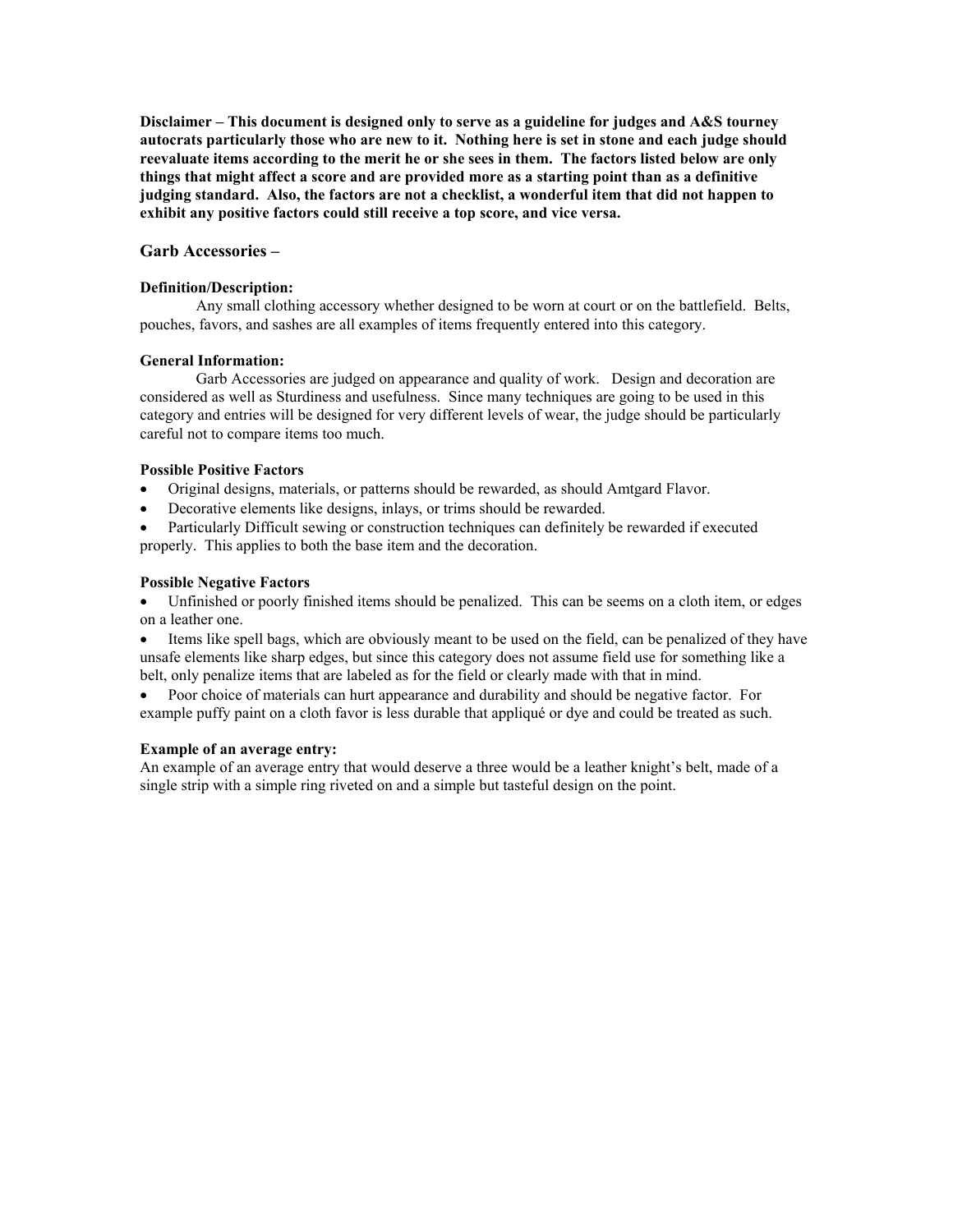**Disclaimer – This document is designed only to serve as a guideline for judges and A&S tourney autocrats particularly those who are new to it. Nothing here is set in stone and each judge should reevaluate items according to the merit he or she sees in them. The factors listed below are only things that might affect a score and are provided more as a starting point than as a definitive judging standard. Also, the factors are not a checklist, a wonderful item that did not happen to exhibit any positive factors could still receive a top score, and vice versa.**

## Garb Accessories –

**Definition/Description:**

Any small clothing accessory whether designed to be worn at court or on the battlefield. Belts, pouches, favors, and sashes are all examples of items frequently entered into this category.

**General Information:**

Garb Accessories are judged on appearance and quality of work. Design and decoration are considered as well as Sturdiness and usefulness. Since many techniques are going to be used in this category and entries will be designed for very different levels of wear, the judge should be particularly careful not to compare items too much.

**Possible Positive Factors**

- Original designs, materials, or patterns should be rewarded, as should Amtgard Flavor.
- Decorative elements like designs, inlays, or trims should be rewarded.
- Particularly Difficult sewing or construction techniques can definitely be rewarded if executed properly. This applies to both the base item and the decoration.

**Possible Negative Factors**

- Unfinished or poorly finished items should be penalized. This can be seems on a cloth item, or edges on a leather one.
- Items like spell bags, which are obviously meant to be used on the field, can be penalized of they have unsafe elements like sharp edges, but since this category does not assume field use for something like a belt, only penalize items that are labeled as for the field or clearly made with that in mind.
- Poor choice of materials can hurt appearance and durability and should be negative factor. For example puffy paint on a cloth favor is less durable that appliqué or dye and could be treated as such.

**Example of an average entry:**

An example of an average entry that would deserve a three would be a leather knight's belt, made of a single strip with a simple ring riveted on and a simple but tasteful design on the point.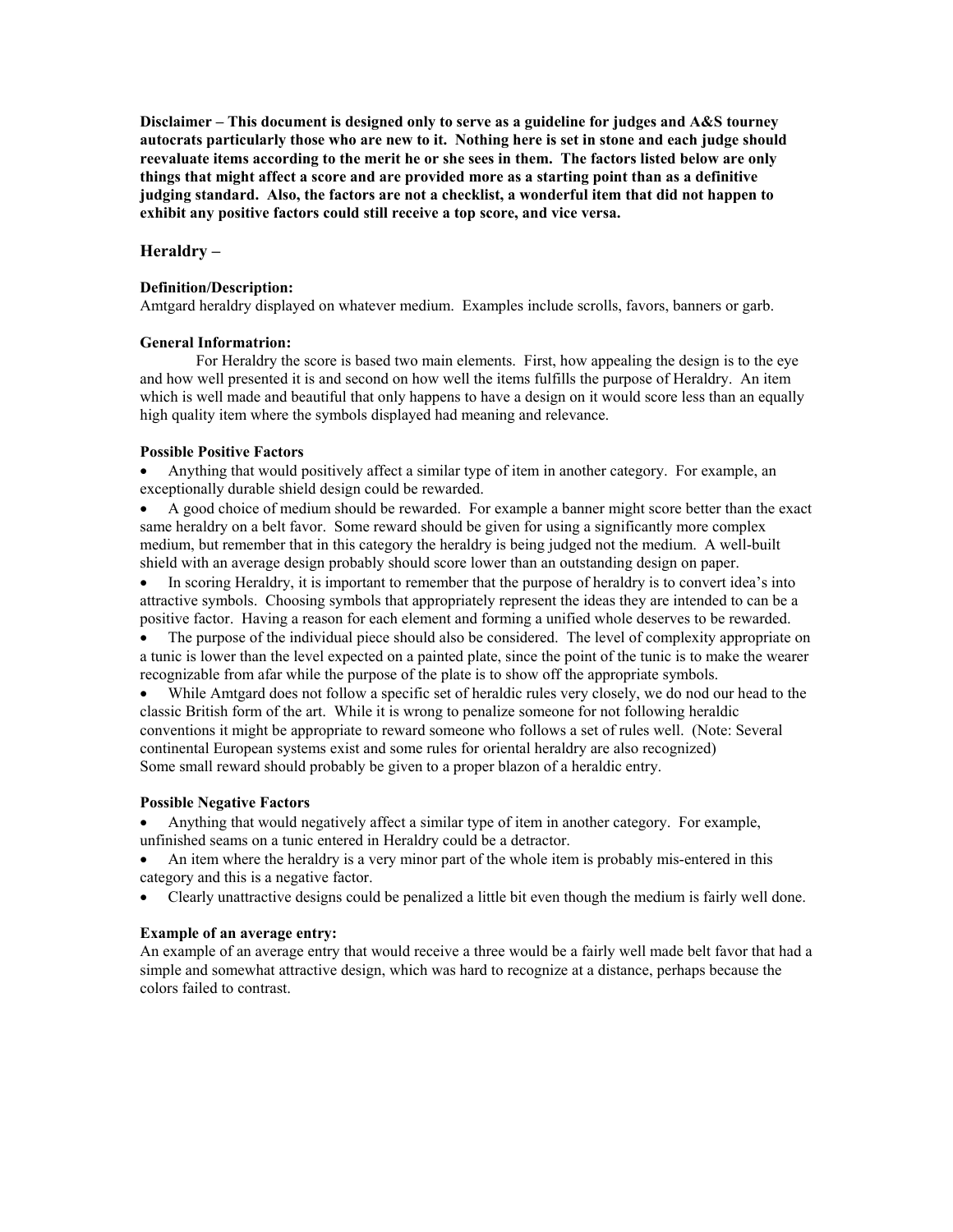**Disclaimer – This document is designed only to serve as a guideline for judges and A&S tourney autocrats particularly those who are new to it. Nothing here is set in stone and each judge should reevaluate items according to the merit he or she sees in them. The factors listed below are only things that might affect a score and are provided more as a starting point than as a definitive judging standard. Also, the factors are not a checklist, a wonderful item that did not happen to exhibit any positive factors could still receive a top score, and vice versa.**

## Heraldry –

**Definition/Description:**
Amtgard heraldry displayed on whatever medium. Examples include scrolls, favors, banners or garb.

**General Informatrion:**

For Heraldry the score is based two main elements. First, how appealing the design is to the eye and how well presented it is and second on how well the items fulfills the purpose of Heraldry. An item which is well made and beautiful that only happens to have a design on it would score less than an equally high quality item where the symbols displayed had meaning and relevance.

**Possible Positive Factors**

- Anything that would positively affect a similar type of item in another category. For example, an exceptionally durable shield design could be rewarded.
- A good choice of medium should be rewarded. For example a banner might score better than the exact same heraldry on a belt favor. Some reward should be given for using a significantly more complex medium, but remember that in this category the heraldry is being judged not the medium. A well-built shield with an average design probably should score lower than an outstanding design on paper.
- In scoring Heraldry, it is important to remember that the purpose of heraldry is to convert idea's into attractive symbols. Choosing symbols that appropriately represent the ideas they are intended to can be a positive factor. Having a reason for each element and forming a unified whole deserves to be rewarded.
- The purpose of the individual piece should also be considered. The level of complexity appropriate on a tunic is lower than the level expected on a painted plate, since the point of the tunic is to make the wearer recognizable from afar while the purpose of the plate is to show off the appropriate symbols.
- While Amtgard does not follow a specific set of heraldic rules very closely, we do nod our head to the classic British form of the art. While it is wrong to penalize someone for not following heraldic conventions it might be appropriate to reward someone who follows a set of rules well. (Note: Several continental European systems exist and some rules for oriental heraldry are also recognized)

Some small reward should probably be given to a proper blazon of a heraldic entry.

**Possible Negative Factors**

- Anything that would negatively affect a similar type of item in another category. For example, unfinished seams on a tunic entered in Heraldry could be a detractor.
- An item where the heraldry is a very minor part of the whole item is probably mis-entered in this category and this is a negative factor.
- Clearly unattractive designs could be penalized a little bit even though the medium is fairly well done.

**Example of an average entry:**
An example of an average entry that would receive a three would be a fairly well made belt favor that had a simple and somewhat attractive design, which was hard to recognize at a distance, perhaps because the colors failed to contrast.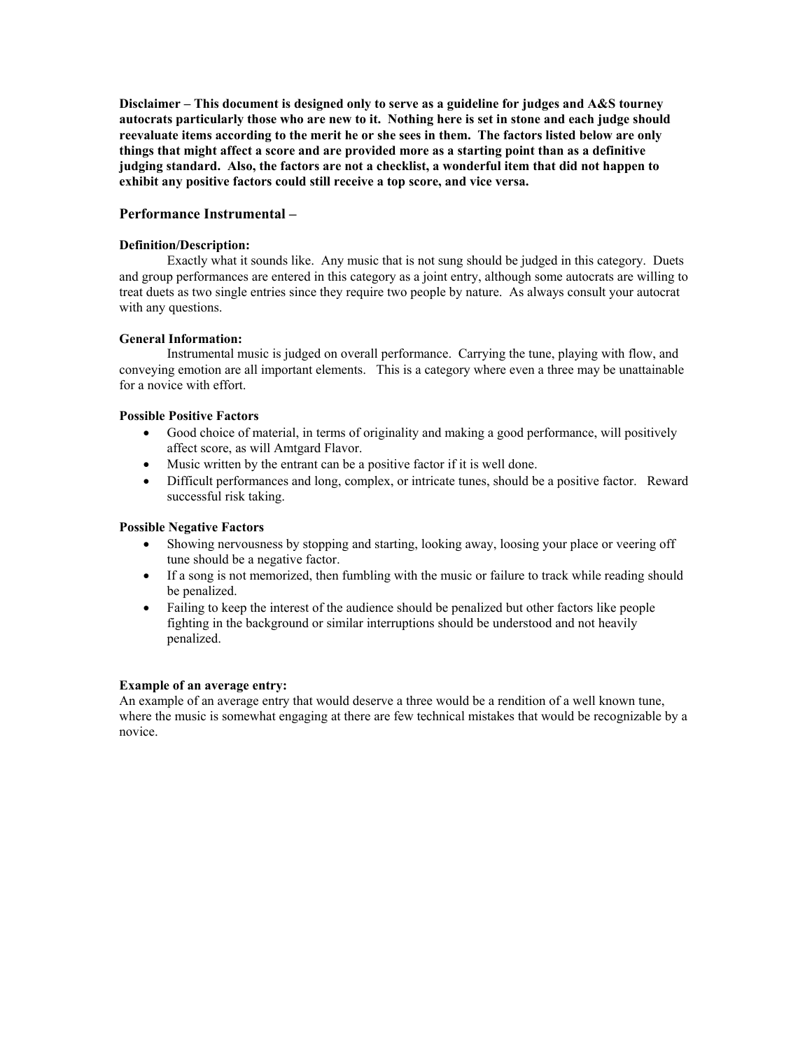**Disclaimer – This document is designed only to serve as a guideline for judges and A&S tourney autocrats particularly those who are new to it. Nothing here is set in stone and each judge should reevaluate items according to the merit he or she sees in them. The factors listed below are only things that might affect a score and are provided more as a starting point than as a definitive judging standard. Also, the factors are not a checklist, a wonderful item that did not happen to exhibit any positive factors could still receive a top score, and vice versa.**

## Performance Instrumental –

**Definition/Description:**

Exactly what it sounds like. Any music that is not sung should be judged in this category. Duets and group performances are entered in this category as a joint entry, although some autocrats are willing to treat duets as two single entries since they require two people by nature. As always consult your autocrat with any questions.

**General Information:**

Instrumental music is judged on overall performance. Carrying the tune, playing with flow, and conveying emotion are all important elements. This is a category where even a three may be unattainable for a novice with effort.

**Possible Positive Factors**

- Good choice of material, in terms of originality and making a good performance, will positively affect score, as will Amtgard Flavor.
- Music written by the entrant can be a positive factor if it is well done.
- Difficult performances and long, complex, or intricate tunes, should be a positive factor. Reward successful risk taking.

**Possible Negative Factors**

- Showing nervousness by stopping and starting, looking away, loosing your place or veering off tune should be a negative factor.
- If a song is not memorized, then fumbling with the music or failure to track while reading should be penalized.
- Failing to keep the interest of the audience should be penalized but other factors like people fighting in the background or similar interruptions should be understood and not heavily penalized.

**Example of an average entry:**

An example of an average entry that would deserve a three would be a rendition of a well known tune, where the music is somewhat engaging at there are few technical mistakes that would be recognizable by a novice.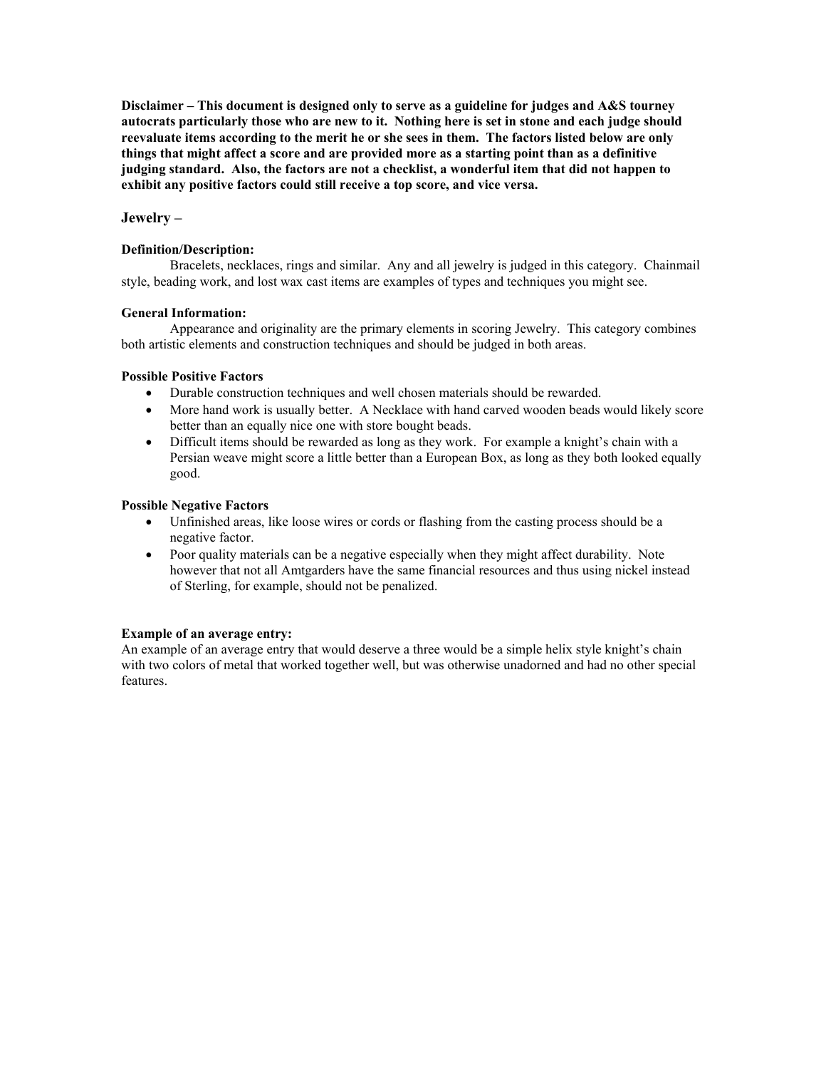**Disclaimer – This document is designed only to serve as a guideline for judges and A&S tourney autocrats particularly those who are new to it. Nothing here is set in stone and each judge should reevaluate items according to the merit he or she sees in them. The factors listed below are only things that might affect a score and are provided more as a starting point than as a definitive judging standard. Also, the factors are not a checklist, a wonderful item that did not happen to exhibit any positive factors could still receive a top score, and vice versa.**

## Jewelry –

**Definition/Description:**

Bracelets, necklaces, rings and similar. Any and all jewelry is judged in this category. Chainmail style, beading work, and lost wax cast items are examples of types and techniques you might see.

**General Information:**

Appearance and originality are the primary elements in scoring Jewelry. This category combines both artistic elements and construction techniques and should be judged in both areas.

**Possible Positive Factors**

- Durable construction techniques and well chosen materials should be rewarded.
- More hand work is usually better. A Necklace with hand carved wooden beads would likely score better than an equally nice one with store bought beads.
- Difficult items should be rewarded as long as they work. For example a knight's chain with a Persian weave might score a little better than a European Box, as long as they both looked equally good.

**Possible Negative Factors**

- Unfinished areas, like loose wires or cords or flashing from the casting process should be a negative factor.
- Poor quality materials can be a negative especially when they might affect durability. Note however that not all Amtgarders have the same financial resources and thus using nickel instead of Sterling, for example, should not be penalized.

**Example of an average entry:**

An example of an average entry that would deserve a three would be a simple helix style knight's chain with two colors of metal that worked together well, but was otherwise unadorned and had no other special features.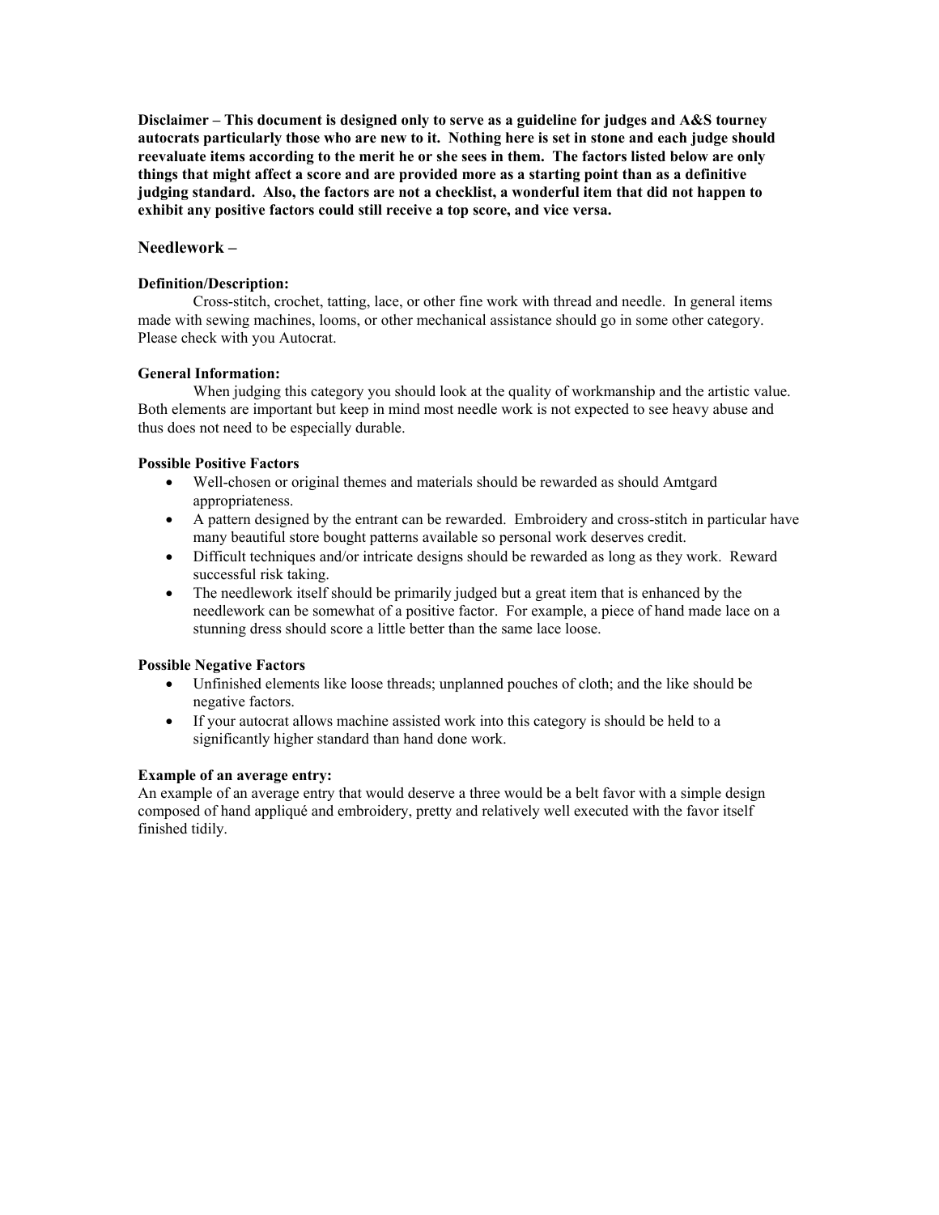**Disclaimer – This document is designed only to serve as a guideline for judges and A&S tourney autocrats particularly those who are new to it. Nothing here is set in stone and each judge should reevaluate items according to the merit he or she sees in them. The factors listed below are only things that might affect a score and are provided more as a starting point than as a definitive judging standard. Also, the factors are not a checklist, a wonderful item that did not happen to exhibit any positive factors could still receive a top score, and vice versa.**

## Needlework –

### Definition/Description:

Cross-stitch, crochet, tatting, lace, or other fine work with thread and needle. In general items made with sewing machines, looms, or other mechanical assistance should go in some other category. Please check with you Autocrat.

### General Information:

When judging this category you should look at the quality of workmanship and the artistic value. Both elements are important but keep in mind most needle work is not expected to see heavy abuse and thus does not need to be especially durable.

### Possible Positive Factors

- Well-chosen or original themes and materials should be rewarded as should Amtgard appropriateness.
- A pattern designed by the entrant can be rewarded. Embroidery and cross-stitch in particular have many beautiful store bought patterns available so personal work deserves credit.
- Difficult techniques and/or intricate designs should be rewarded as long as they work. Reward successful risk taking.
- The needlework itself should be primarily judged but a great item that is enhanced by the needlework can be somewhat of a positive factor. For example, a piece of hand made lace on a stunning dress should score a little better than the same lace loose.

### Possible Negative Factors

- Unfinished elements like loose threads; unplanned pouches of cloth; and the like should be negative factors.
- If your autocrat allows machine assisted work into this category is should be held to a significantly higher standard than hand done work.

### Example of an average entry:

An example of an average entry that would deserve a three would be a belt favor with a simple design composed of hand appliqué and embroidery, pretty and relatively well executed with the favor itself finished tidily.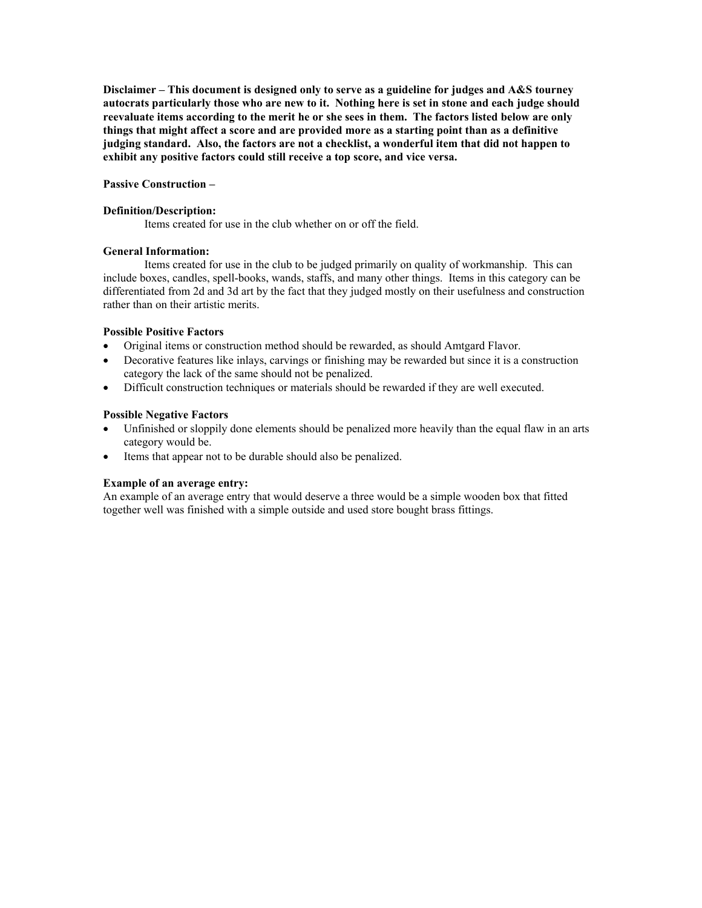**Disclaimer – This document is designed only to serve as a guideline for judges and A&S tourney autocrats particularly those who are new to it. Nothing here is set in stone and each judge should reevaluate items according to the merit he or she sees in them. The factors listed below are only things that might affect a score and are provided more as a starting point than as a definitive judging standard. Also, the factors are not a checklist, a wonderful item that did not happen to exhibit any positive factors could still receive a top score, and vice versa.**

**Passive Construction –**

**Definition/Description:**

Items created for use in the club whether on or off the field.

**General Information:**

Items created for use in the club to be judged primarily on quality of workmanship. This can include boxes, candles, spell-books, wands, staffs, and many other things. Items in this category can be differentiated from 2d and 3d art by the fact that they judged mostly on their usefulness and construction rather than on their artistic merits.

**Possible Positive Factors**

- Original items or construction method should be rewarded, as should Amtgard Flavor.
- Decorative features like inlays, carvings or finishing may be rewarded but since it is a construction category the lack of the same should not be penalized.
- Difficult construction techniques or materials should be rewarded if they are well executed.

**Possible Negative Factors**

- Unfinished or sloppily done elements should be penalized more heavily than the equal flaw in an arts category would be.
- Items that appear not to be durable should also be penalized.

**Example of an average entry:**

An example of an average entry that would deserve a three would be a simple wooden box that fitted together well was finished with a simple outside and used store bought brass fittings.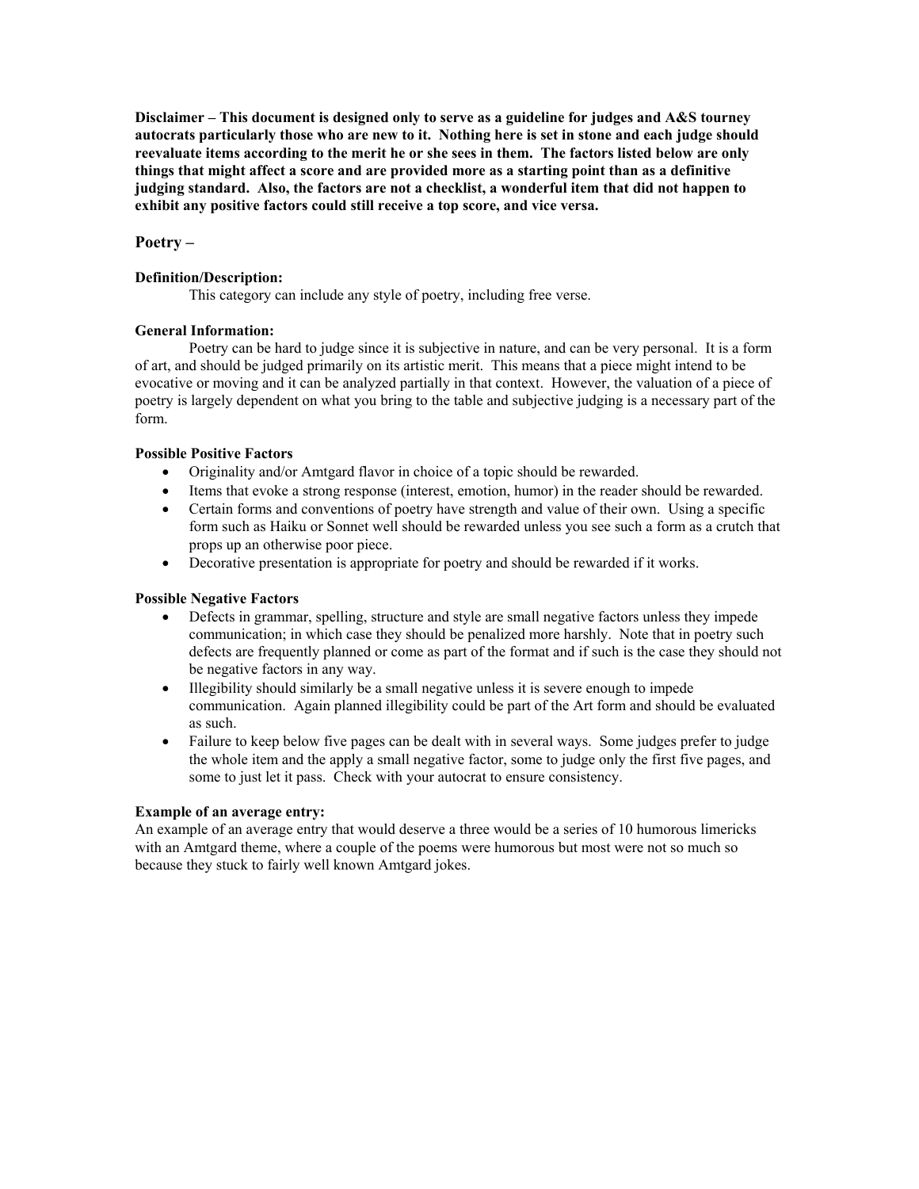**Disclaimer – This document is designed only to serve as a guideline for judges and A&S tourney autocrats particularly those who are new to it. Nothing here is set in stone and each judge should reevaluate items according to the merit he or she sees in them. The factors listed below are only things that might affect a score and are provided more as a starting point than as a definitive judging standard. Also, the factors are not a checklist, a wonderful item that did not happen to exhibit any positive factors could still receive a top score, and vice versa.**

## Poetry –

**Definition/Description:**

This category can include any style of poetry, including free verse.

**General Information:**

Poetry can be hard to judge since it is subjective in nature, and can be very personal. It is a form of art, and should be judged primarily on its artistic merit. This means that a piece might intend to be evocative or moving and it can be analyzed partially in that context. However, the valuation of a piece of poetry is largely dependent on what you bring to the table and subjective judging is a necessary part of the form.

**Possible Positive Factors**

- Originality and/or Amtgard flavor in choice of a topic should be rewarded.
- Items that evoke a strong response (interest, emotion, humor) in the reader should be rewarded.
- Certain forms and conventions of poetry have strength and value of their own. Using a specific form such as Haiku or Sonnet well should be rewarded unless you see such a form as a crutch that props up an otherwise poor piece.
- Decorative presentation is appropriate for poetry and should be rewarded if it works.

**Possible Negative Factors**

- Defects in grammar, spelling, structure and style are small negative factors unless they impede communication; in which case they should be penalized more harshly. Note that in poetry such defects are frequently planned or come as part of the format and if such is the case they should not be negative factors in any way.
- Illegibility should similarly be a small negative unless it is severe enough to impede communication. Again planned illegibility could be part of the Art form and should be evaluated as such.
- Failure to keep below five pages can be dealt with in several ways. Some judges prefer to judge the whole item and the apply a small negative factor, some to judge only the first five pages, and some to just let it pass. Check with your autocrat to ensure consistency.

**Example of an average entry:**

An example of an average entry that would deserve a three would be a series of 10 humorous limericks with an Amtgard theme, where a couple of the poems were humorous but most were not so much so because they stuck to fairly well known Amtgard jokes.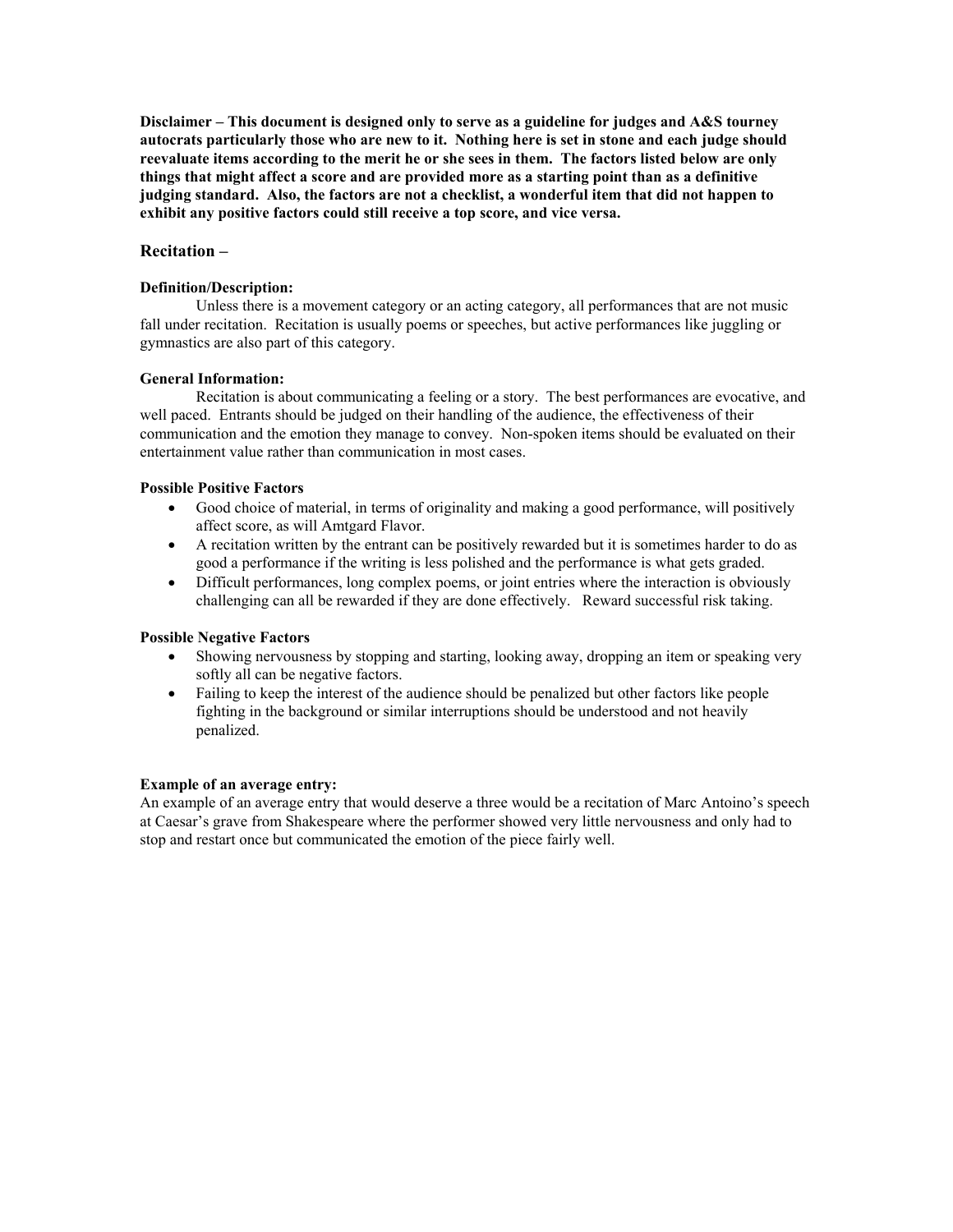**Disclaimer – This document is designed only to serve as a guideline for judges and A&S tourney autocrats particularly those who are new to it. Nothing here is set in stone and each judge should reevaluate items according to the merit he or she sees in them. The factors listed below are only things that might affect a score and are provided more as a starting point than as a definitive judging standard. Also, the factors are not a checklist, a wonderful item that did not happen to exhibit any positive factors could still receive a top score, and vice versa.**

## Recitation –

**Definition/Description:**

Unless there is a movement category or an acting category, all performances that are not music fall under recitation. Recitation is usually poems or speeches, but active performances like juggling or gymnastics are also part of this category.

**General Information:**

Recitation is about communicating a feeling or a story. The best performances are evocative, and well paced. Entrants should be judged on their handling of the audience, the effectiveness of their communication and the emotion they manage to convey. Non-spoken items should be evaluated on their entertainment value rather than communication in most cases.

**Possible Positive Factors**

- Good choice of material, in terms of originality and making a good performance, will positively affect score, as will Amtgard Flavor.
- A recitation written by the entrant can be positively rewarded but it is sometimes harder to do as good a performance if the writing is less polished and the performance is what gets graded.
- Difficult performances, long complex poems, or joint entries where the interaction is obviously challenging can all be rewarded if they are done effectively. Reward successful risk taking.

**Possible Negative Factors**

- Showing nervousness by stopping and starting, looking away, dropping an item or speaking very softly all can be negative factors.
- Failing to keep the interest of the audience should be penalized but other factors like people fighting in the background or similar interruptions should be understood and not heavily penalized.

**Example of an average entry:**

An example of an average entry that would deserve a three would be a recitation of Marc Antoino's speech at Caesar's grave from Shakespeare where the performer showed very little nervousness and only had to stop and restart once but communicated the emotion of the piece fairly well.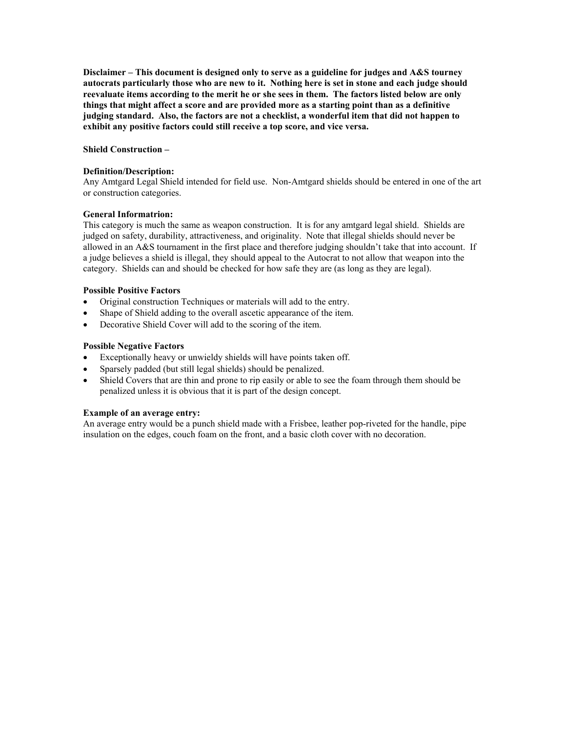**Disclaimer – This document is designed only to serve as a guideline for judges and A&S tourney autocrats particularly those who are new to it. Nothing here is set in stone and each judge should reevaluate items according to the merit he or she sees in them. The factors listed below are only things that might affect a score and are provided more as a starting point than as a definitive judging standard. Also, the factors are not a checklist, a wonderful item that did not happen to exhibit any positive factors could still receive a top score, and vice versa.**

**Shield Construction –**

**Definition/Description:**
Any Amtgard Legal Shield intended for field use. Non-Amtgard shields should be entered in one of the art or construction categories.

**General Informatrion:**
This category is much the same as weapon construction. It is for any amtgard legal shield. Shields are judged on safety, durability, attractiveness, and originality. Note that illegal shields should never be allowed in an A&S tournament in the first place and therefore judging shouldn't take that into account. If a judge believes a shield is illegal, they should appeal to the Autocrat to not allow that weapon into the category. Shields can and should be checked for how safe they are (as long as they are legal).

**Possible Positive Factors**

- Original construction Techniques or materials will add to the entry.
- Shape of Shield adding to the overall ascetic appearance of the item.
- Decorative Shield Cover will add to the scoring of the item.

**Possible Negative Factors**

- Exceptionally heavy or unwieldy shields will have points taken off.
- Sparsely padded (but still legal shields) should be penalized.
- Shield Covers that are thin and prone to rip easily or able to see the foam through them should be penalized unless it is obvious that it is part of the design concept.

**Example of an average entry:**
An average entry would be a punch shield made with a Frisbee, leather pop-riveted for the handle, pipe insulation on the edges, couch foam on the front, and a basic cloth cover with no decoration.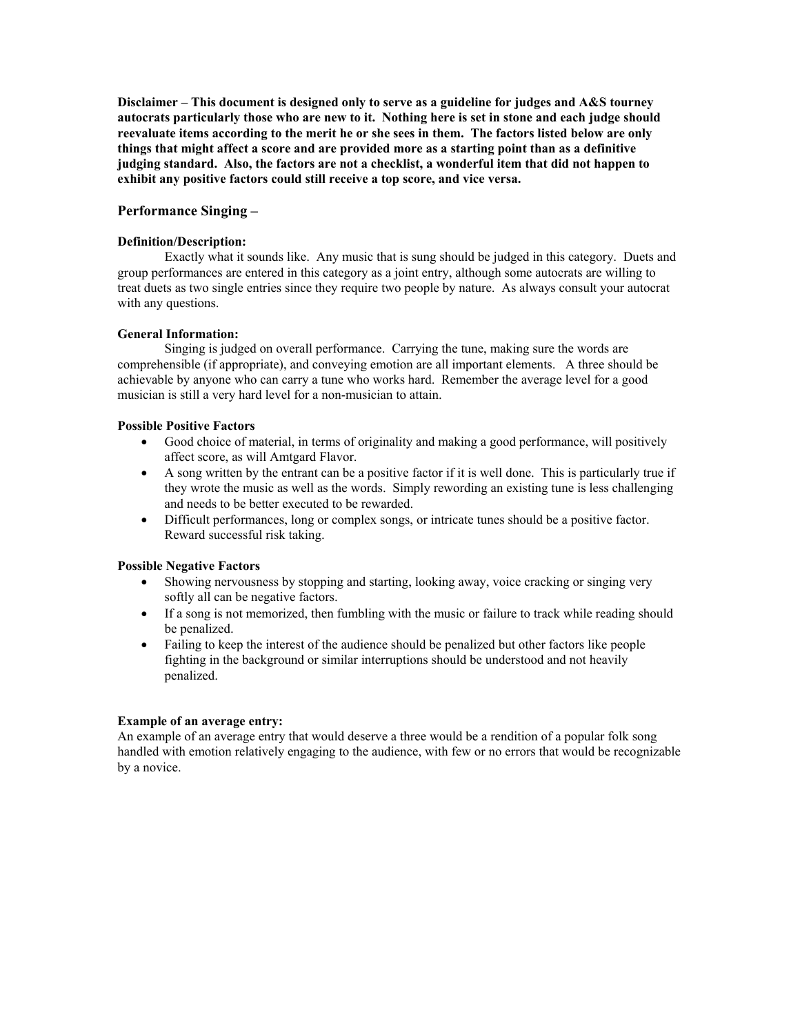**Disclaimer – This document is designed only to serve as a guideline for judges and A&S tourney autocrats particularly those who are new to it. Nothing here is set in stone and each judge should reevaluate items according to the merit he or she sees in them. The factors listed below are only things that might affect a score and are provided more as a starting point than as a definitive judging standard. Also, the factors are not a checklist, a wonderful item that did not happen to exhibit any positive factors could still receive a top score, and vice versa.**

## Performance Singing –

**Definition/Description:**

Exactly what it sounds like. Any music that is sung should be judged in this category. Duets and group performances are entered in this category as a joint entry, although some autocrats are willing to treat duets as two single entries since they require two people by nature. As always consult your autocrat with any questions.

**General Information:**

Singing is judged on overall performance. Carrying the tune, making sure the words are comprehensible (if appropriate), and conveying emotion are all important elements. A three should be achievable by anyone who can carry a tune who works hard. Remember the average level for a good musician is still a very hard level for a non-musician to attain.

**Possible Positive Factors**

- Good choice of material, in terms of originality and making a good performance, will positively affect score, as will Amtgard Flavor.
- A song written by the entrant can be a positive factor if it is well done. This is particularly true if they wrote the music as well as the words. Simply rewording an existing tune is less challenging and needs to be better executed to be rewarded.
- Difficult performances, long or complex songs, or intricate tunes should be a positive factor. Reward successful risk taking.

**Possible Negative Factors**

- Showing nervousness by stopping and starting, looking away, voice cracking or singing very softly all can be negative factors.
- If a song is not memorized, then fumbling with the music or failure to track while reading should be penalized.
- Failing to keep the interest of the audience should be penalized but other factors like people fighting in the background or similar interruptions should be understood and not heavily penalized.

**Example of an average entry:**

An example of an average entry that would deserve a three would be a rendition of a popular folk song handled with emotion relatively engaging to the audience, with few or no errors that would be recognizable by a novice.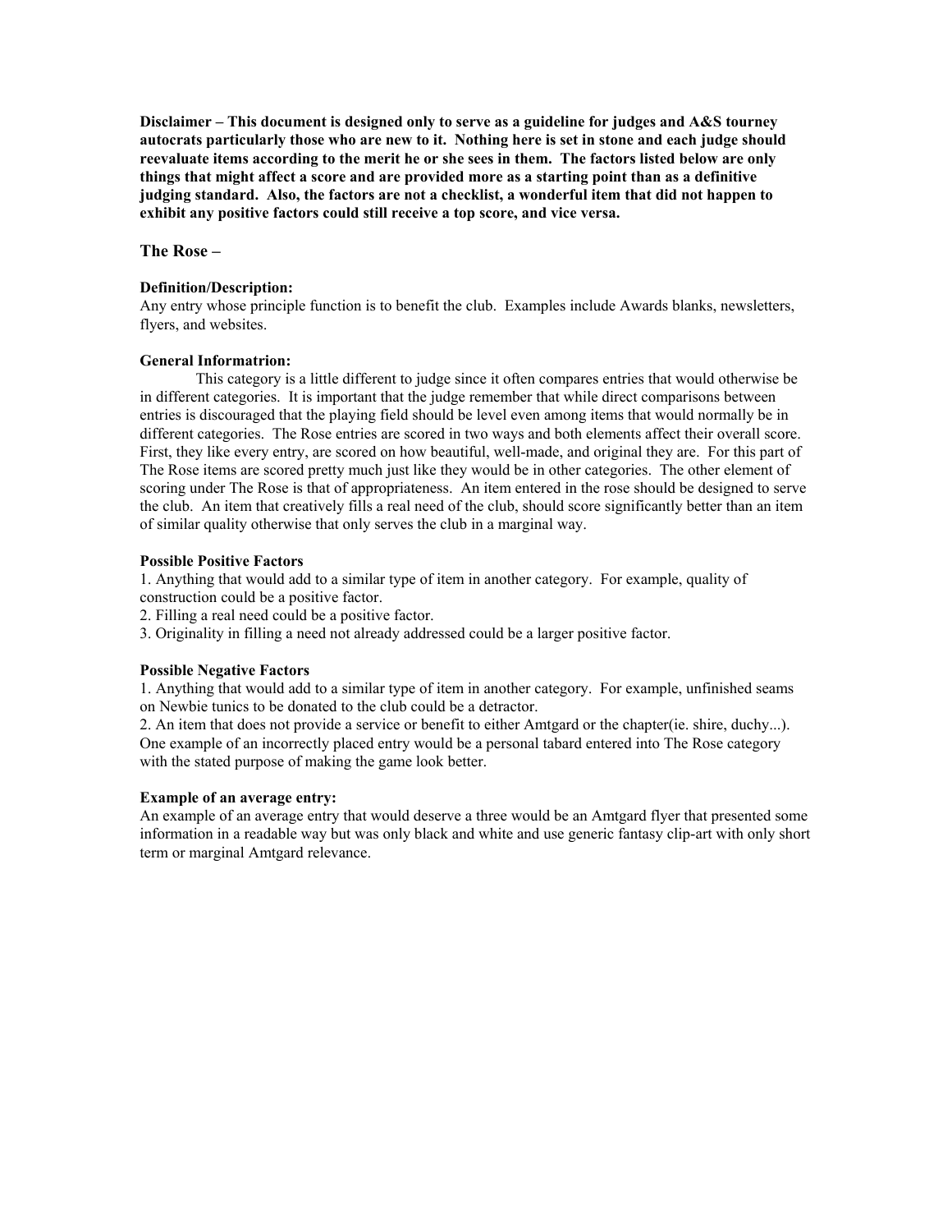**Disclaimer – This document is designed only to serve as a guideline for judges and A&S tourney autocrats particularly those who are new to it. Nothing here is set in stone and each judge should reevaluate items according to the merit he or she sees in them. The factors listed below are only things that might affect a score and are provided more as a starting point than as a definitive judging standard. Also, the factors are not a checklist, a wonderful item that did not happen to exhibit any positive factors could still receive a top score, and vice versa.**

## The Rose –

**Definition/Description:**
Any entry whose principle function is to benefit the club. Examples include Awards blanks, newsletters, flyers, and websites.

**General Informatrion:**

This category is a little different to judge since it often compares entries that would otherwise be in different categories. It is important that the judge remember that while direct comparisons between entries is discouraged that the playing field should be level even among items that would normally be in different categories. The Rose entries are scored in two ways and both elements affect their overall score. First, they like every entry, are scored on how beautiful, well-made, and original they are. For this part of The Rose items are scored pretty much just like they would be in other categories. The other element of scoring under The Rose is that of appropriateness. An item entered in the rose should be designed to serve the club. An item that creatively fills a real need of the club, should score significantly better than an item of similar quality otherwise that only serves the club in a marginal way.

**Possible Positive Factors**

1. Anything that would add to a similar type of item in another category. For example, quality of construction could be a positive factor.
2. Filling a real need could be a positive factor.
3. Originality in filling a need not already addressed could be a larger positive factor.

**Possible Negative Factors**

1. Anything that would add to a similar type of item in another category. For example, unfinished seams on Newbie tunics to be donated to the club could be a detractor.
2. An item that does not provide a service or benefit to either Amtgard or the chapter(ie. shire, duchy...). One example of an incorrectly placed entry would be a personal tabard entered into The Rose category with the stated purpose of making the game look better.

**Example of an average entry:**
An example of an average entry that would deserve a three would be an Amtgard flyer that presented some information in a readable way but was only black and white and use generic fantasy clip-art with only short term or marginal Amtgard relevance.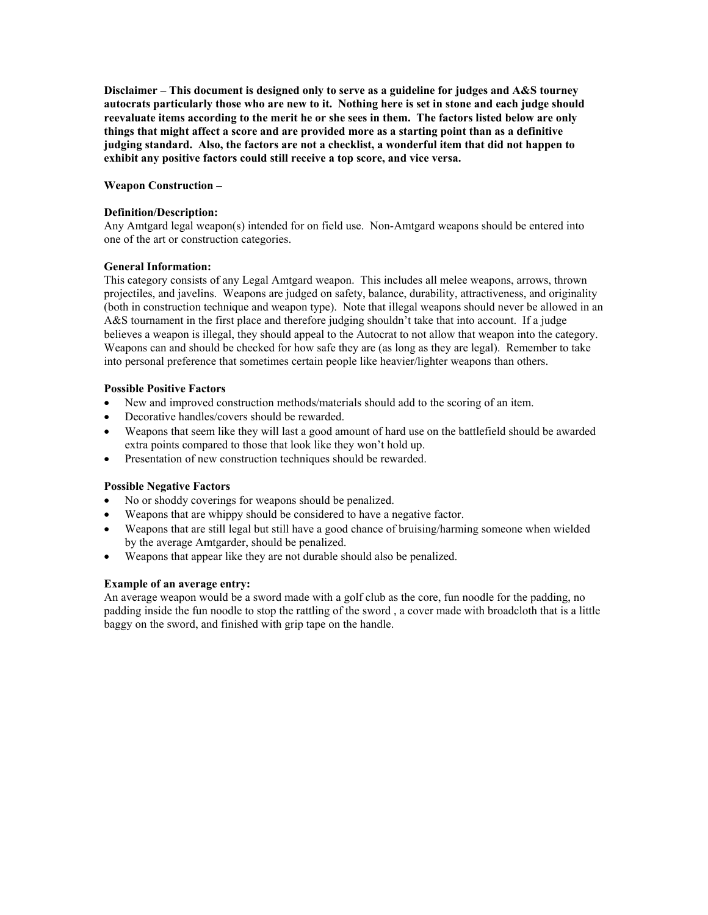**Disclaimer – This document is designed only to serve as a guideline for judges and A&S tourney autocrats particularly those who are new to it. Nothing here is set in stone and each judge should reevaluate items according to the merit he or she sees in them. The factors listed below are only things that might affect a score and are provided more as a starting point than as a definitive judging standard. Also, the factors are not a checklist, a wonderful item that did not happen to exhibit any positive factors could still receive a top score, and vice versa.**

**Weapon Construction –**

**Definition/Description:**
Any Amtgard legal weapon(s) intended for on field use. Non-Amtgard weapons should be entered into one of the art or construction categories.

**General Information:**
This category consists of any Legal Amtgard weapon. This includes all melee weapons, arrows, thrown projectiles, and javelins. Weapons are judged on safety, balance, durability, attractiveness, and originality (both in construction technique and weapon type). Note that illegal weapons should never be allowed in an A&S tournament in the first place and therefore judging shouldn't take that into account. If a judge believes a weapon is illegal, they should appeal to the Autocrat to not allow that weapon into the category. Weapons can and should be checked for how safe they are (as long as they are legal). Remember to take into personal preference that sometimes certain people like heavier/lighter weapons than others.

**Possible Positive Factors**

- New and improved construction methods/materials should add to the scoring of an item.
- Decorative handles/covers should be rewarded.
- Weapons that seem like they will last a good amount of hard use on the battlefield should be awarded extra points compared to those that look like they won't hold up.
- Presentation of new construction techniques should be rewarded.

**Possible Negative Factors**

- No or shoddy coverings for weapons should be penalized.
- Weapons that are whippy should be considered to have a negative factor.
- Weapons that are still legal but still have a good chance of bruising/harming someone when wielded by the average Amtgarder, should be penalized.
- Weapons that appear like they are not durable should also be penalized.

**Example of an average entry:**
An average weapon would be a sword made with a golf club as the core, fun noodle for the padding, no padding inside the fun noodle to stop the rattling of the sword , a cover made with broadcloth that is a little baggy on the sword, and finished with grip tape on the handle.